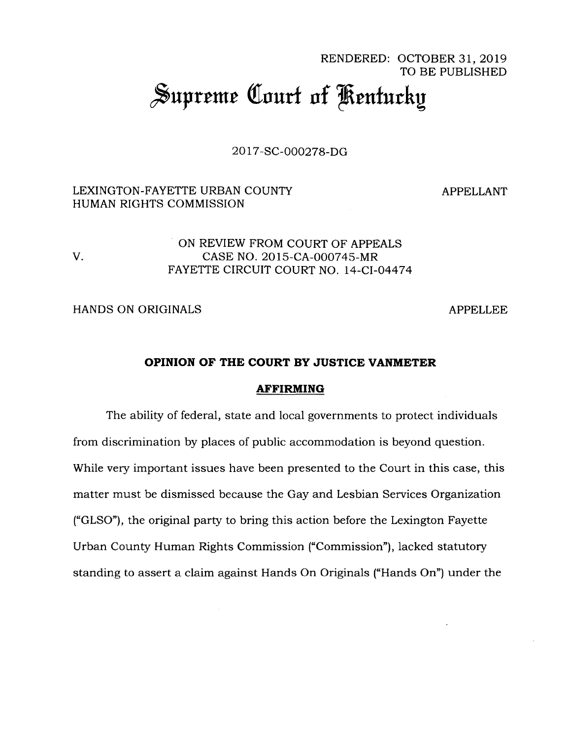RENDERED: OCTOBER 31, 2019
TO BE PUBLISHED

# Supreme Court of Kentucky

2017-SC-000278-DG

LEXINGTON-FAYETTE URBAN COUNTY HUMAN RIGHTS COMMISSION — APPELLANT

V.

ON REVIEW FROM COURT OF APPEALS
CASE NO. 2015-CA-000745-MR
FAYETTE CIRCUIT COURT NO. 14-CI-04474

HANDS ON ORIGINALS — APPELLEE

**OPINION OF THE COURT BY JUSTICE VANMETER**

**AFFIRMING**

The ability of federal, state and local governments to protect individuals from discrimination by places of public accommodation is beyond question. While very important issues have been presented to the Court in this case, this matter must be dismissed because the Gay and Lesbian Services Organization ("GLSO"), the original party to bring this action before the Lexington Fayette Urban County Human Rights Commission ("Commission"), lacked statutory standing to assert a claim against Hands On Originals ("Hands On") under the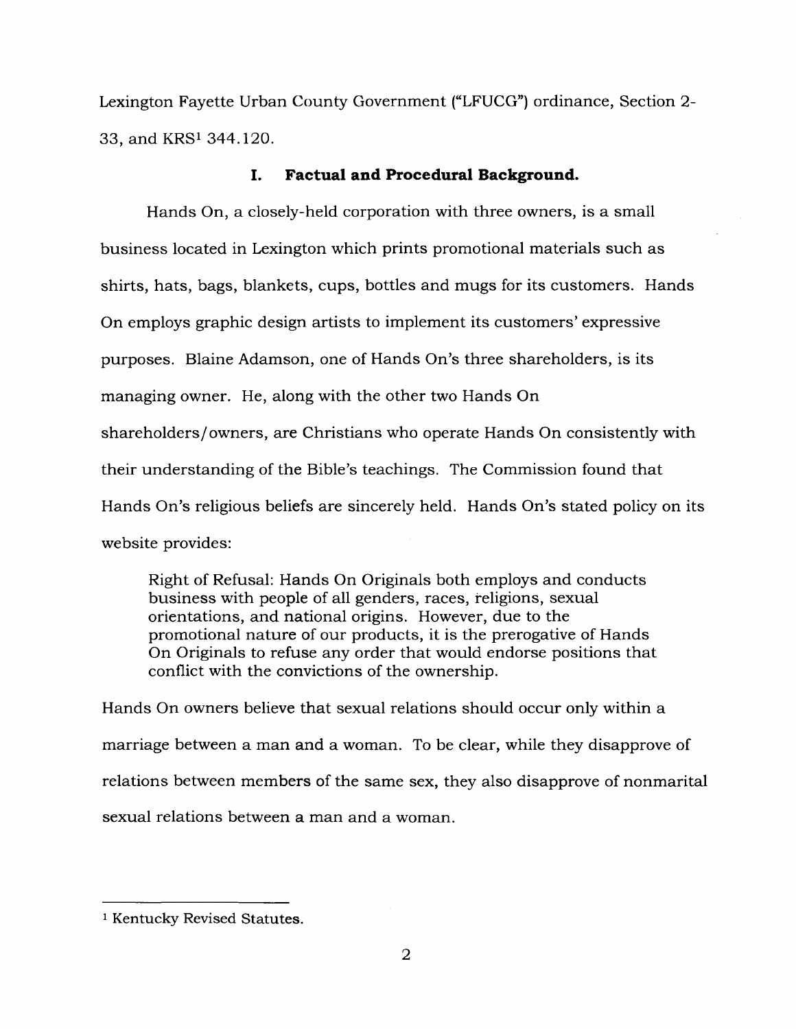Lexington Fayette Urban County Government ("LFUCG") ordinance, Section 2-33, and KRS[1] 344.120.

## I. Factual and Procedural Background.

Hands On, a closely-held corporation with three owners, is a small business located in Lexington which prints promotional materials such as shirts, hats, bags, blankets, cups, bottles and mugs for its customers. Hands On employs graphic design artists to implement its customers' expressive purposes. Blaine Adamson, one of Hands On's three shareholders, is its managing owner. He, along with the other two Hands On shareholders/owners, are Christians who operate Hands On consistently with their understanding of the Bible's teachings. The Commission found that Hands On's religious beliefs are sincerely held. Hands On's stated policy on its website provides:

> Right of Refusal: Hands On Originals both employs and conducts business with people of all genders, races, religions, sexual orientations, and national origins. However, due to the promotional nature of our products, it is the prerogative of Hands On Originals to refuse any order that would endorse positions that conflict with the convictions of the ownership.

Hands On owners believe that sexual relations should occur only within a marriage between a man and a woman. To be clear, while they disapprove of relations between members of the same sex, they also disapprove of nonmarital sexual relations between a man and a woman.

---

[1] Kentucky Revised Statutes.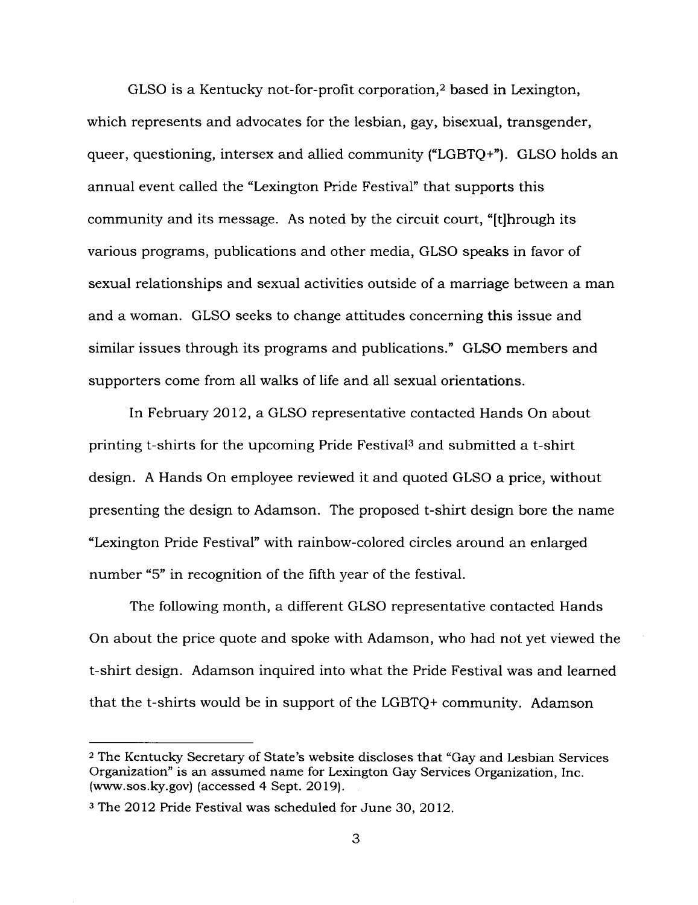GLSO is a Kentucky not-for-profit corporation,[2] based in Lexington, which represents and advocates for the lesbian, gay, bisexual, transgender, queer, questioning, intersex and allied community ("LGBTQ+"). GLSO holds an annual event called the "Lexington Pride Festival" that supports this community and its message. As noted by the circuit court, "[t]hrough its various programs, publications and other media, GLSO speaks in favor of sexual relationships and sexual activities outside of a marriage between a man and a woman. GLSO seeks to change attitudes concerning this issue and similar issues through its programs and publications." GLSO members and supporters come from all walks of life and all sexual orientations.

In February 2012, a GLSO representative contacted Hands On about printing t-shirts for the upcoming Pride Festival[3] and submitted a t-shirt design. A Hands On employee reviewed it and quoted GLSO a price, without presenting the design to Adamson. The proposed t-shirt design bore the name "Lexington Pride Festival" with rainbow-colored circles around an enlarged number "5" in recognition of the fifth year of the festival.

The following month, a different GLSO representative contacted Hands On about the price quote and spoke with Adamson, who had not yet viewed the t-shirt design. Adamson inquired into what the Pride Festival was and learned that the t-shirts would be in support of the LGBTQ+ community. Adamson

---

[2] The Kentucky Secretary of State's website discloses that "Gay and Lesbian Services Organization" is an assumed name for Lexington Gay Services Organization, Inc. (www.sos.ky.gov) (accessed 4 Sept. 2019).

[3] The 2012 Pride Festival was scheduled for June 30, 2012.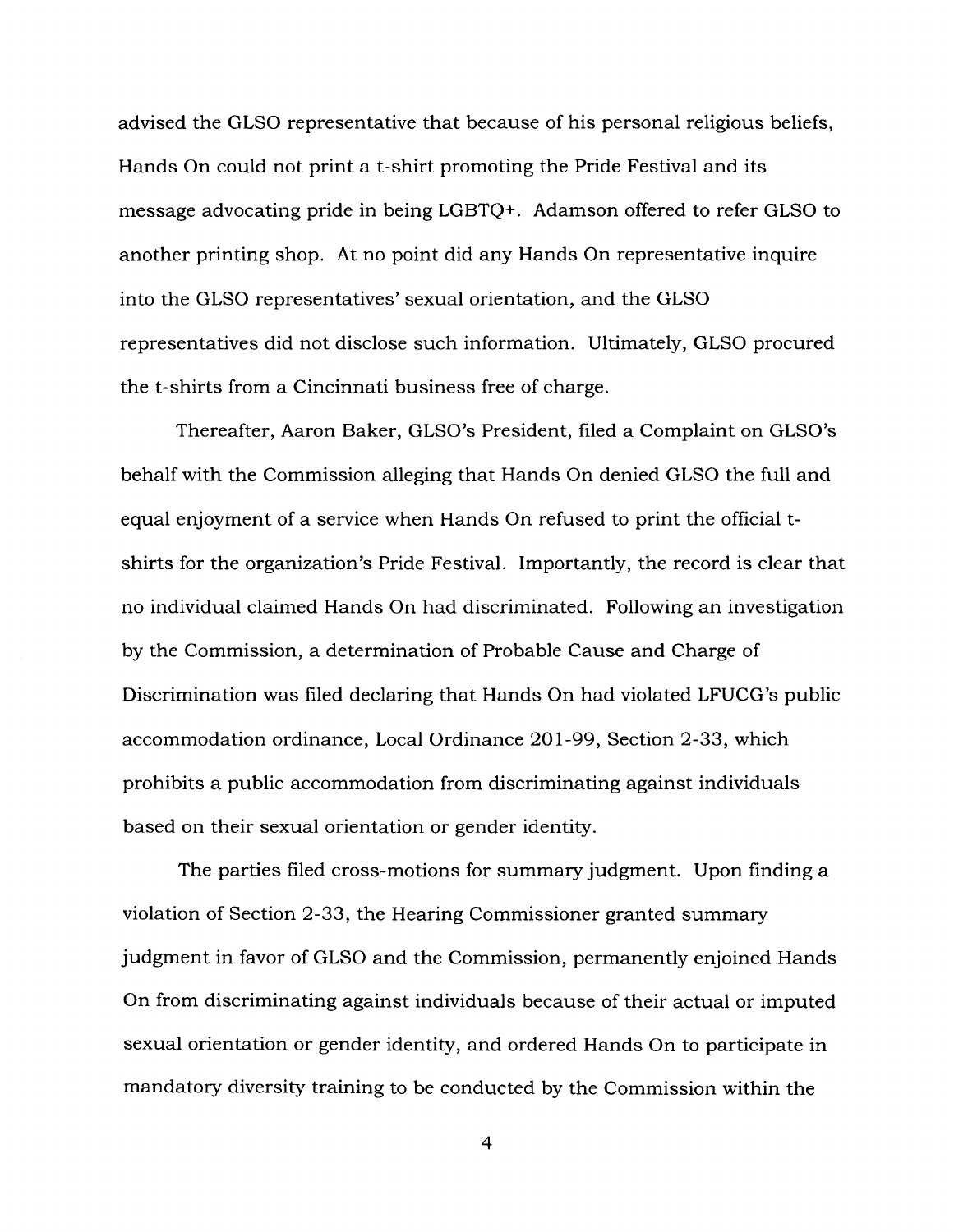advised the GLSO representative that because of his personal religious beliefs, Hands On could not print a t-shirt promoting the Pride Festival and its message advocating pride in being LGBTQ+. Adamson offered to refer GLSO to another printing shop. At no point did any Hands On representative inquire into the GLSO representatives' sexual orientation, and the GLSO representatives did not disclose such information. Ultimately, GLSO procured the t-shirts from a Cincinnati business free of charge.

Thereafter, Aaron Baker, GLSO's President, filed a Complaint on GLSO's behalf with the Commission alleging that Hands On denied GLSO the full and equal enjoyment of a service when Hands On refused to print the official t-shirts for the organization's Pride Festival. Importantly, the record is clear that no individual claimed Hands On had discriminated. Following an investigation by the Commission, a determination of Probable Cause and Charge of Discrimination was filed declaring that Hands On had violated LFUCG's public accommodation ordinance, Local Ordinance 201-99, Section 2-33, which prohibits a public accommodation from discriminating against individuals based on their sexual orientation or gender identity.

The parties filed cross-motions for summary judgment. Upon finding a violation of Section 2-33, the Hearing Commissioner granted summary judgment in favor of GLSO and the Commission, permanently enjoined Hands On from discriminating against individuals because of their actual or imputed sexual orientation or gender identity, and ordered Hands On to participate in mandatory diversity training to be conducted by the Commission within the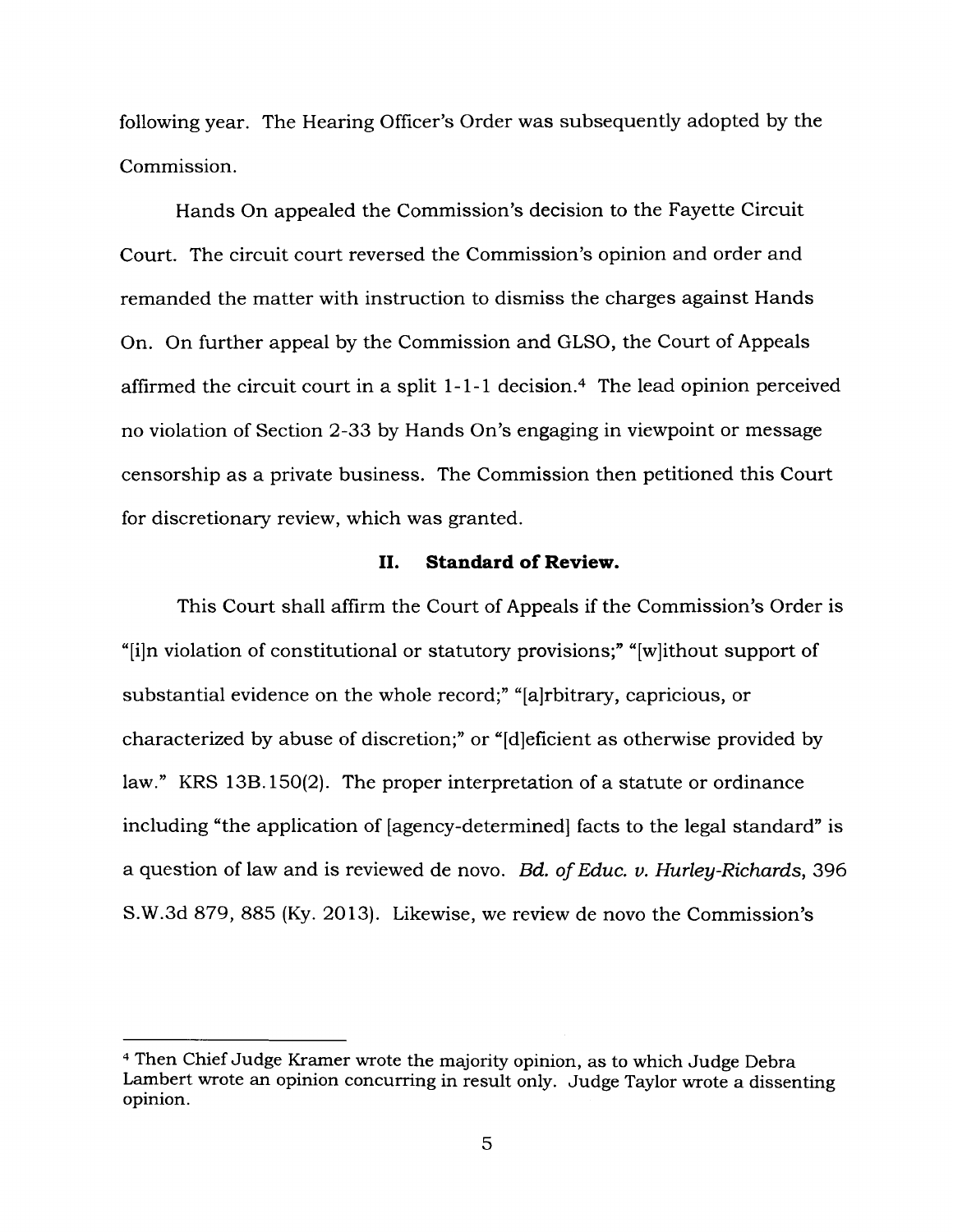following year. The Hearing Officer's Order was subsequently adopted by the Commission.

Hands On appealed the Commission's decision to the Fayette Circuit Court. The circuit court reversed the Commission's opinion and order and remanded the matter with instruction to dismiss the charges against Hands On. On further appeal by the Commission and GLSO, the Court of Appeals affirmed the circuit court in a split 1-1-1 decision.[4] The lead opinion perceived no violation of Section 2-33 by Hands On's engaging in viewpoint or message censorship as a private business. The Commission then petitioned this Court for discretionary review, which was granted.

## II. Standard of Review.

This Court shall affirm the Court of Appeals if the Commission's Order is "[i]n violation of constitutional or statutory provisions;" "[w]ithout support of substantial evidence on the whole record;" "[a]rbitrary, capricious, or characterized by abuse of discretion;" or "[d]eficient as otherwise provided by law." KRS 13B.150(2). The proper interpretation of a statute or ordinance including "the application of [agency-determined] facts to the legal standard" is a question of law and is reviewed de novo. *Bd. of Educ. v. Hurley-Richards*, 396 S.W.3d 879, 885 (Ky. 2013). Likewise, we review de novo the Commission's

---

[4] Then Chief Judge Kramer wrote the majority opinion, as to which Judge Debra Lambert wrote an opinion concurring in result only. Judge Taylor wrote a dissenting opinion.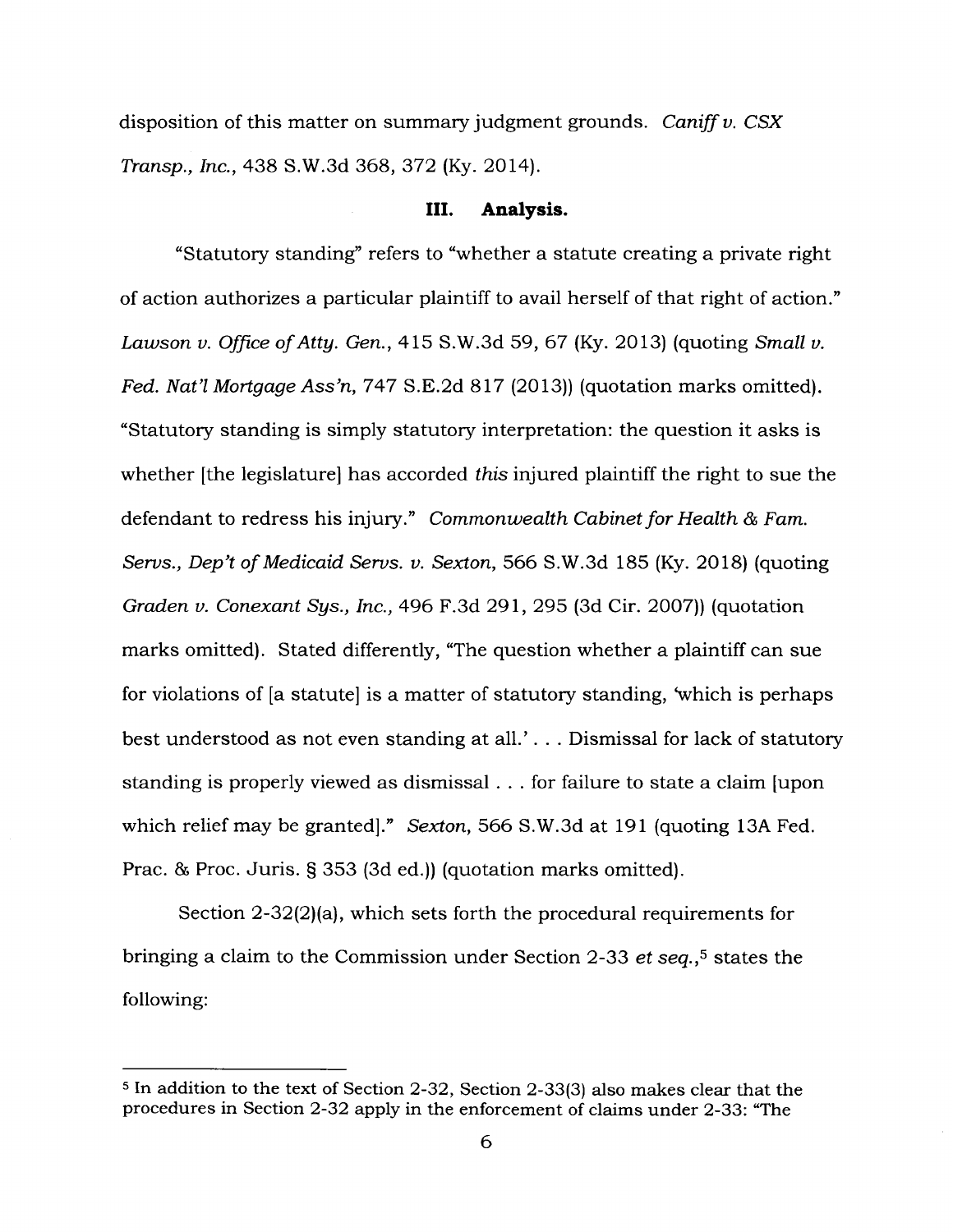disposition of this matter on summary judgment grounds. *Caniff v. CSX Transp., Inc.*, 438 S.W.3d 368, 372 (Ky. 2014).

## III. Analysis.

"Statutory standing" refers to "whether a statute creating a private right of action authorizes a particular plaintiff to avail herself of that right of action." *Lawson v. Office of Atty. Gen.*, 415 S.W.3d 59, 67 (Ky. 2013) (quoting *Small v. Fed. Nat'l Mortgage Ass'n*, 747 S.E.2d 817 (2013)) (quotation marks omitted). "Statutory standing is simply statutory interpretation: the question it asks is whether [the legislature] has accorded *this* injured plaintiff the right to sue the defendant to redress his injury." *Commonwealth Cabinet for Health & Fam. Servs., Dep't of Medicaid Servs. v. Sexton*, 566 S.W.3d 185 (Ky. 2018) (quoting *Graden v. Conexant Sys., Inc.*, 496 F.3d 291, 295 (3d Cir. 2007)) (quotation marks omitted). Stated differently, "The question whether a plaintiff can sue for violations of [a statute] is a matter of statutory standing, 'which is perhaps best understood as not even standing at all.' . . . Dismissal for lack of statutory standing is properly viewed as dismissal . . . for failure to state a claim [upon which relief may be granted]." *Sexton*, 566 S.W.3d at 191 (quoting 13A Fed. Prac. & Proc. Juris. § 353 (3d ed.)) (quotation marks omitted).

Section 2-32(2)(a), which sets forth the procedural requirements for bringing a claim to the Commission under Section 2-33 *et seq.*,[5] states the following:

[5] In addition to the text of Section 2-32, Section 2-33(3) also makes clear that the procedures in Section 2-32 apply in the enforcement of claims under 2-33: "The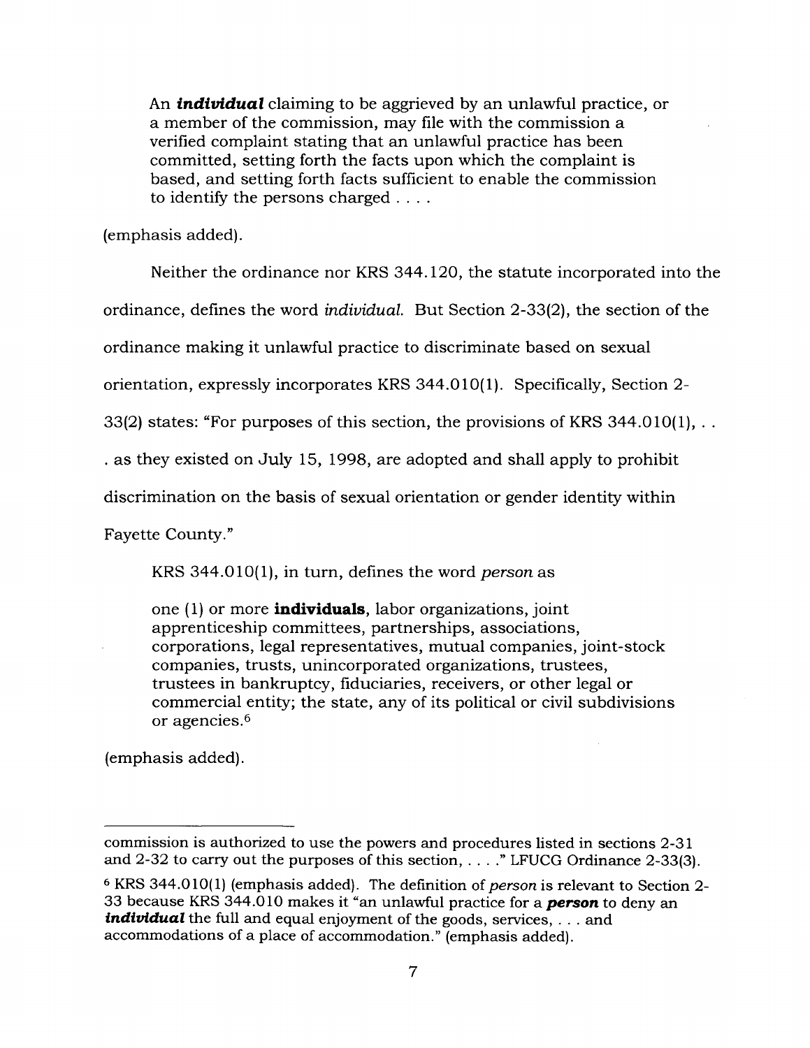> An ***individual*** claiming to be aggrieved by an unlawful practice, or a member of the commission, may file with the commission a verified complaint stating that an unlawful practice has been committed, setting forth the facts upon which the complaint is based, and setting forth facts sufficient to enable the commission to identify the persons charged . . . .

(emphasis added).

Neither the ordinance nor KRS 344.120, the statute incorporated into the ordinance, defines the word *individual.* But Section 2-33(2), the section of the ordinance making it unlawful practice to discriminate based on sexual orientation, expressly incorporates KRS 344.010(1). Specifically, Section 2-33(2) states: "For purposes of this section, the provisions of KRS 344.010(1), . . . as they existed on July 15, 1998, are adopted and shall apply to prohibit discrimination on the basis of sexual orientation or gender identity within Fayette County."

KRS 344.010(1), in turn, defines the word *person* as

> one (1) or more **individuals**, labor organizations, joint apprenticeship committees, partnerships, associations, corporations, legal representatives, mutual companies, joint-stock companies, trusts, unincorporated organizations, trustees, trustees in bankruptcy, fiduciaries, receivers, or other legal or commercial entity; the state, any of its political or civil subdivisions or agencies.[6]

(emphasis added).

---

commission is authorized to use the powers and procedures listed in sections 2-31 and 2-32 to carry out the purposes of this section, . . . ." LFUCG Ordinance 2-33(3).

[6] KRS 344.010(1) (emphasis added). The definition of *person* is relevant to Section 2-33 because KRS 344.010 makes it "an unlawful practice for a ***person*** to deny an ***individual*** the full and equal enjoyment of the goods, services, . . . and accommodations of a place of accommodation." (emphasis added).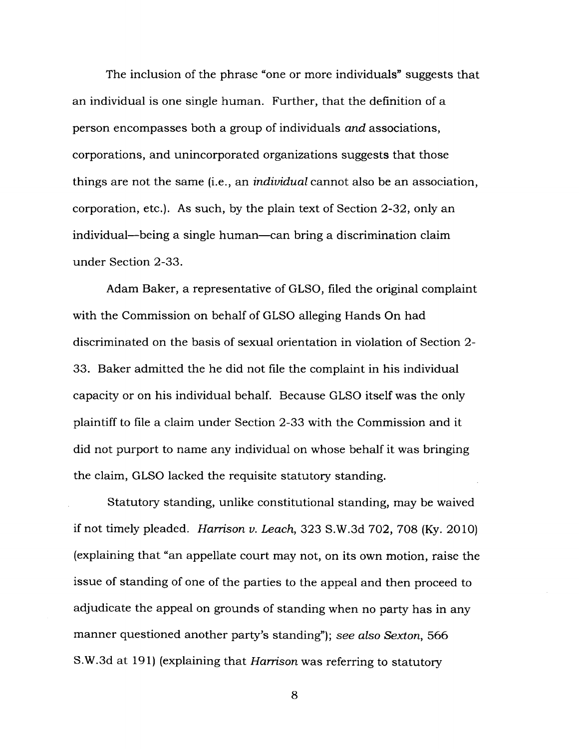The inclusion of the phrase "one or more individuals" suggests that an individual is one single human. Further, that the definition of a person encompasses both a group of individuals *and* associations, corporations, and unincorporated organizations suggests that those things are not the same (i.e., an *individual* cannot also be an association, corporation, etc.). As such, by the plain text of Section 2-32, only an individual—being a single human—can bring a discrimination claim under Section 2-33.

Adam Baker, a representative of GLSO, filed the original complaint with the Commission on behalf of GLSO alleging Hands On had discriminated on the basis of sexual orientation in violation of Section 2-33. Baker admitted the he did not file the complaint in his individual capacity or on his individual behalf. Because GLSO itself was the only plaintiff to file a claim under Section 2-33 with the Commission and it did not purport to name any individual on whose behalf it was bringing the claim, GLSO lacked the requisite statutory standing.

Statutory standing, unlike constitutional standing, may be waived if not timely pleaded. *Harrison v. Leach*, 323 S.W.3d 702, 708 (Ky. 2010) (explaining that "an appellate court may not, on its own motion, raise the issue of standing of one of the parties to the appeal and then proceed to adjudicate the appeal on grounds of standing when no party has in any manner questioned another party's standing"); *see also Sexton*, 566 S.W.3d at 191) (explaining that *Harrison* was referring to statutory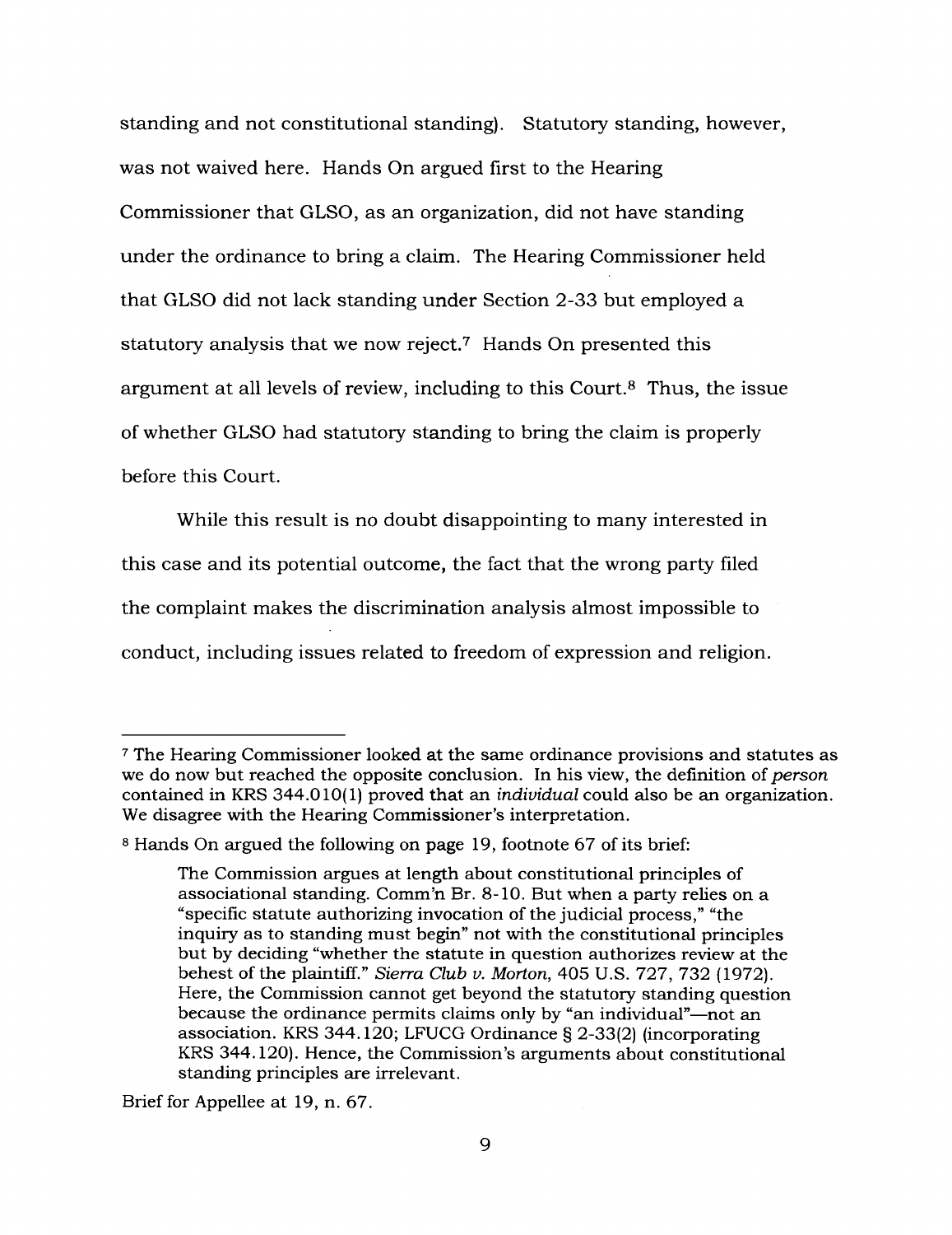standing and not constitutional standing). Statutory standing, however, was not waived here. Hands On argued first to the Hearing Commissioner that GLSO, as an organization, did not have standing under the ordinance to bring a claim. The Hearing Commissioner held that GLSO did not lack standing under Section 2-33 but employed a statutory analysis that we now reject.[7] Hands On presented this argument at all levels of review, including to this Court.[8] Thus, the issue of whether GLSO had statutory standing to bring the claim is properly before this Court.

While this result is no doubt disappointing to many interested in this case and its potential outcome, the fact that the wrong party filed the complaint makes the discrimination analysis almost impossible to conduct, including issues related to freedom of expression and religion.

---

[7] The Hearing Commissioner looked at the same ordinance provisions and statutes as we do now but reached the opposite conclusion. In his view, the definition of *person* contained in KRS 344.010(1) proved that an *individual* could also be an organization. We disagree with the Hearing Commissioner's interpretation.

[8] Hands On argued the following on page 19, footnote 67 of its brief:

> The Commission argues at length about constitutional principles of associational standing. Comm'n Br. 8-10. But when a party relies on a "specific statute authorizing invocation of the judicial process," "the inquiry as to standing must begin" not with the constitutional principles but by deciding "whether the statute in question authorizes review at the behest of the plaintiff." *Sierra Club v. Morton*, 405 U.S. 727, 732 (1972). Here, the Commission cannot get beyond the statutory standing question because the ordinance permits claims only by "an individual"—not an association. KRS 344.120; LFUCG Ordinance § 2-33(2) (incorporating KRS 344.120). Hence, the Commission's arguments about constitutional standing principles are irrelevant.

Brief for Appellee at 19, n. 67.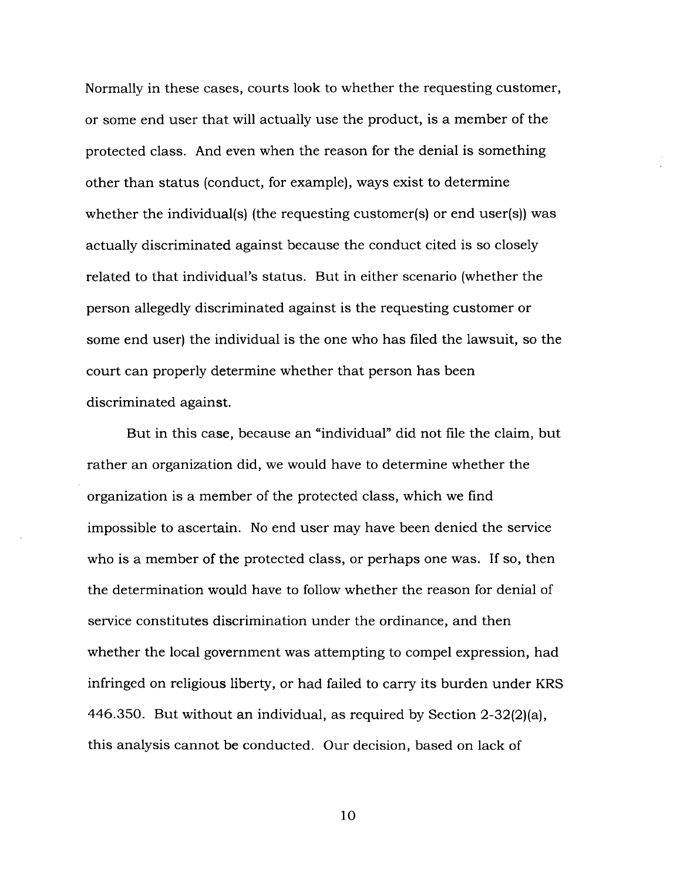Normally in these cases, courts look to whether the requesting customer, or some end user that will actually use the product, is a member of the protected class. And even when the reason for the denial is something other than status (conduct, for example), ways exist to determine whether the individual(s) (the requesting customer(s) or end user(s)) was actually discriminated against because the conduct cited is so closely related to that individual's status. But in either scenario (whether the person allegedly discriminated against is the requesting customer or some end user) the individual is the one who has filed the lawsuit, so the court can properly determine whether that person has been discriminated against.

But in this case, because an "individual" did not file the claim, but rather an organization did, we would have to determine whether the organization is a member of the protected class, which we find impossible to ascertain. No end user may have been denied the service who is a member of the protected class, or perhaps one was. If so, then the determination would have to follow whether the reason for denial of service constitutes discrimination under the ordinance, and then whether the local government was attempting to compel expression, had infringed on religious liberty, or had failed to carry its burden under KRS 446.350. But without an individual, as required by Section 2-32(2)(a), this analysis cannot be conducted. Our decision, based on lack of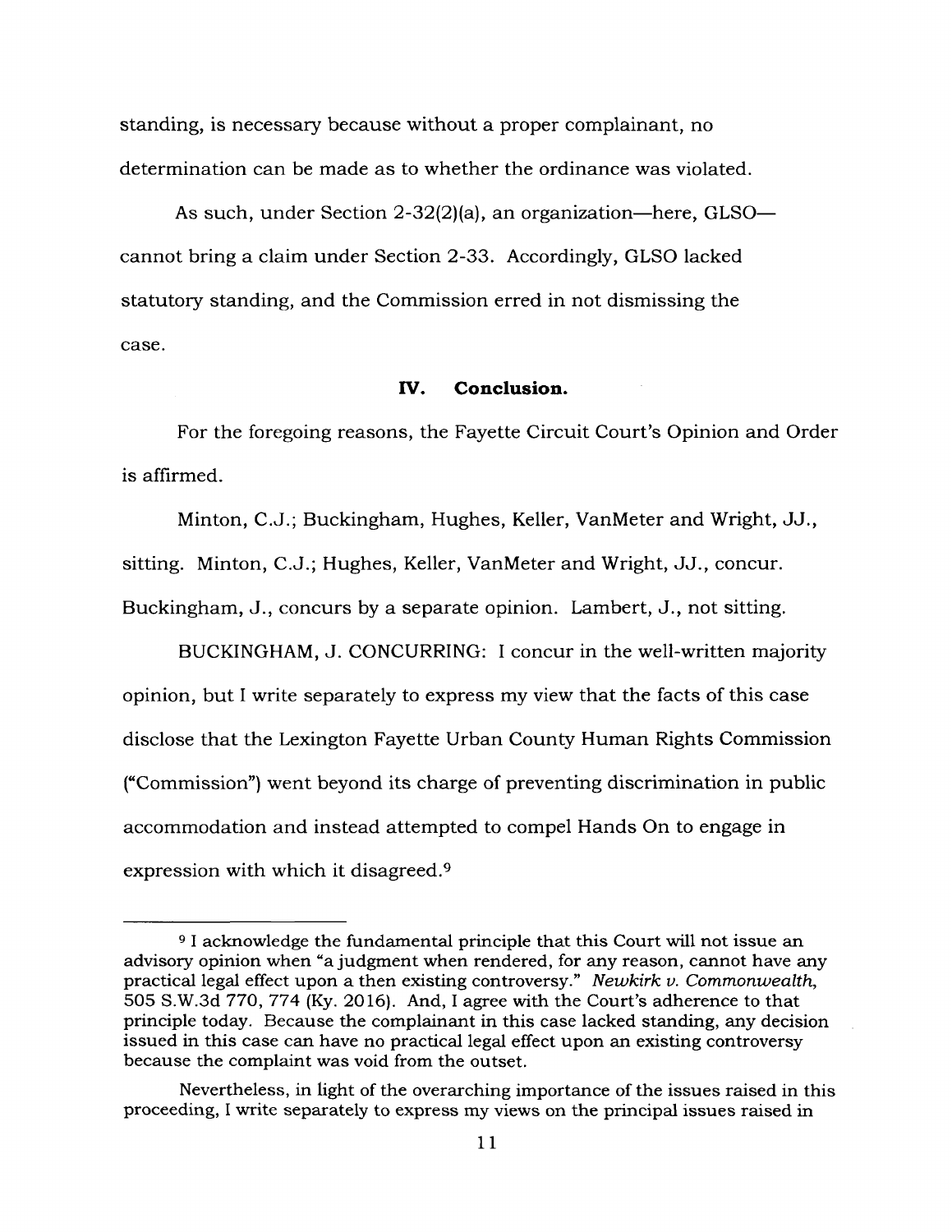standing, is necessary because without a proper complainant, no determination can be made as to whether the ordinance was violated.

As such, under Section 2-32(2)(a), an organization—here, GLSO—cannot bring a claim under Section 2-33. Accordingly, GLSO lacked statutory standing, and the Commission erred in not dismissing the case.

## IV. Conclusion.

For the foregoing reasons, the Fayette Circuit Court's Opinion and Order is affirmed.

Minton, C.J.; Buckingham, Hughes, Keller, VanMeter and Wright, JJ., sitting. Minton, C.J.; Hughes, Keller, VanMeter and Wright, JJ., concur. Buckingham, J., concurs by a separate opinion. Lambert, J., not sitting.

BUCKINGHAM, J. CONCURRING: I concur in the well-written majority opinion, but I write separately to express my view that the facts of this case disclose that the Lexington Fayette Urban County Human Rights Commission ("Commission") went beyond its charge of preventing discrimination in public accommodation and instead attempted to compel Hands On to engage in expression with which it disagreed.[9]

---

[9] I acknowledge the fundamental principle that this Court will not issue an advisory opinion when "a judgment when rendered, for any reason, cannot have any practical legal effect upon a then existing controversy." *Newkirk v. Commonwealth*, 505 S.W.3d 770, 774 (Ky. 2016). And, I agree with the Court's adherence to that principle today. Because the complainant in this case lacked standing, any decision issued in this case can have no practical legal effect upon an existing controversy because the complaint was void from the outset.

Nevertheless, in light of the overarching importance of the issues raised in this proceeding, I write separately to express my views on the principal issues raised in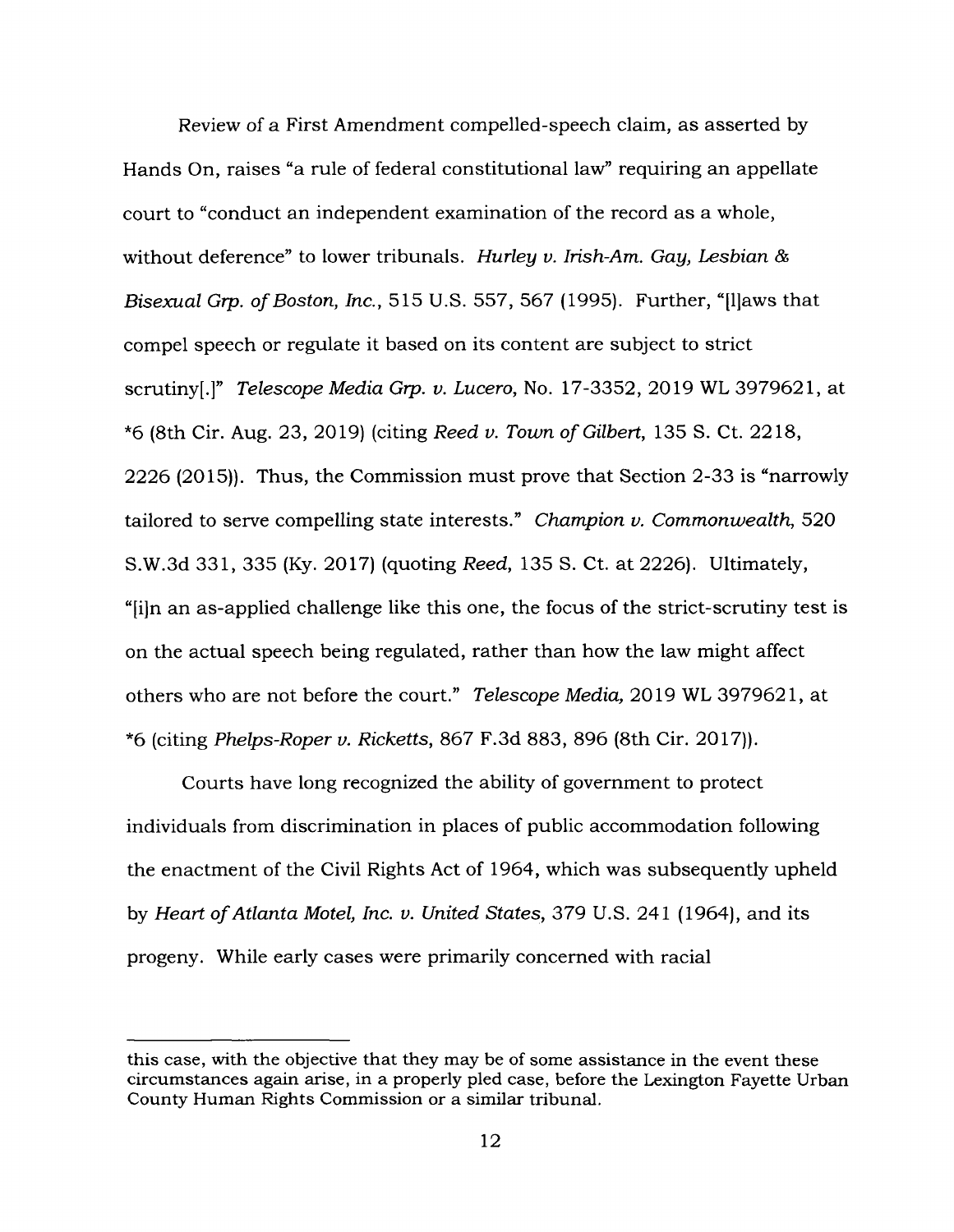Review of a First Amendment compelled-speech claim, as asserted by Hands On, raises "a rule of federal constitutional law" requiring an appellate court to "conduct an independent examination of the record as a whole, without deference" to lower tribunals. *Hurley v. Irish-Am. Gay, Lesbian & Bisexual Grp. of Boston, Inc.*, 515 U.S. 557, 567 (1995). Further, "[l]aws that compel speech or regulate it based on its content are subject to strict scrutiny[.]" *Telescope Media Grp. v. Lucero*, No. 17-3352, 2019 WL 3979621, at *6 (8th Cir. Aug. 23, 2019) (citing *Reed v. Town of Gilbert*, 135 S. Ct. 2218, 2226 (2015)). Thus, the Commission must prove that Section 2-33 is "narrowly tailored to serve compelling state interests." *Champion v. Commonwealth*, 520 S.W.3d 331, 335 (Ky. 2017) (quoting *Reed*, 135 S. Ct. at 2226). Ultimately, "[i]n an as-applied challenge like this one, the focus of the strict-scrutiny test is on the actual speech being regulated, rather than how the law might affect others who are not before the court." *Telescope Media*, 2019 WL 3979621, at *6 (citing *Phelps-Roper v. Ricketts*, 867 F.3d 883, 896 (8th Cir. 2017)).

Courts have long recognized the ability of government to protect individuals from discrimination in places of public accommodation following the enactment of the Civil Rights Act of 1964, which was subsequently upheld by *Heart of Atlanta Motel, Inc. v. United States*, 379 U.S. 241 (1964), and its progeny. While early cases were primarily concerned with racial

---

this case, with the objective that they may be of some assistance in the event these circumstances again arise, in a properly pled case, before the Lexington Fayette Urban County Human Rights Commission or a similar tribunal.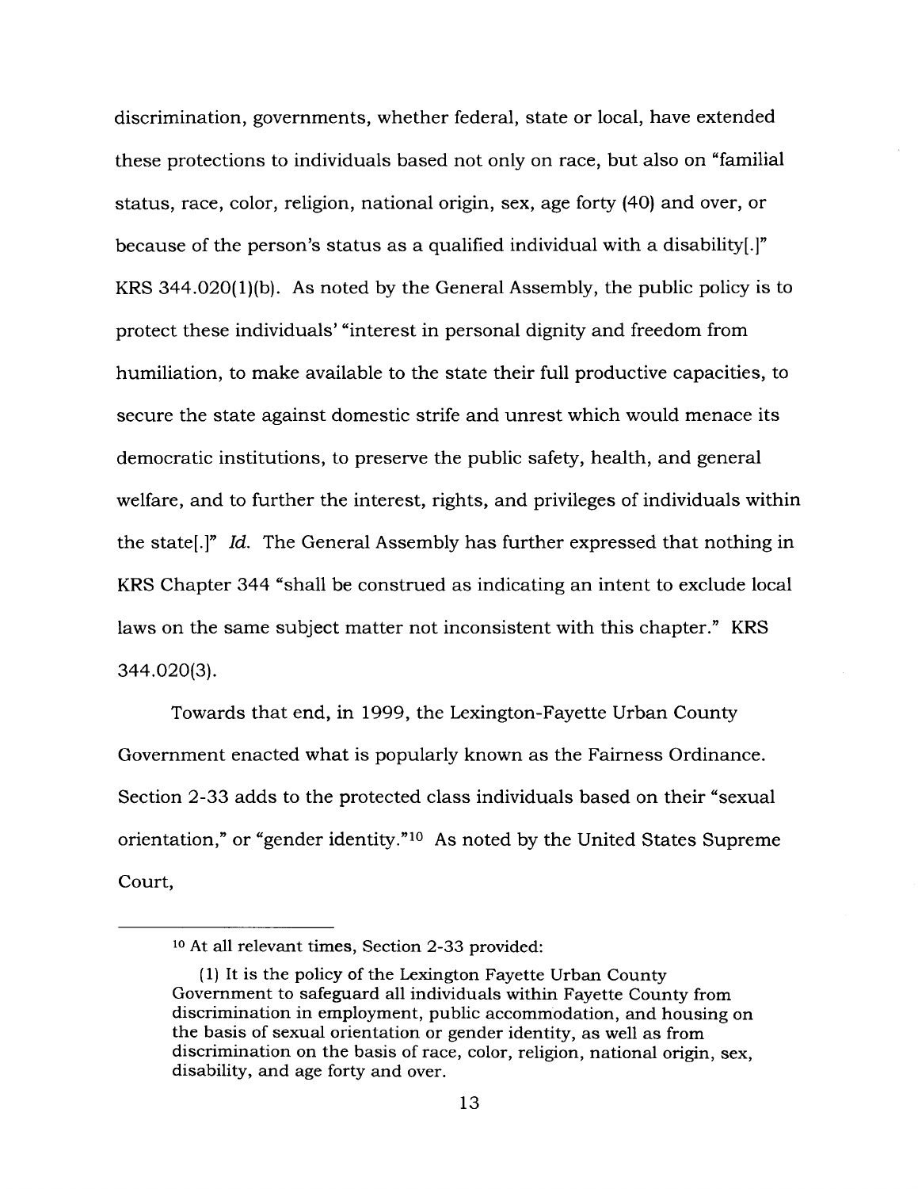discrimination, governments, whether federal, state or local, have extended these protections to individuals based not only on race, but also on "familial status, race, color, religion, national origin, sex, age forty (40) and over, or because of the person's status as a qualified individual with a disability[.]" KRS 344.020(1)(b). As noted by the General Assembly, the public policy is to protect these individuals' "interest in personal dignity and freedom from humiliation, to make available to the state their full productive capacities, to secure the state against domestic strife and unrest which would menace its democratic institutions, to preserve the public safety, health, and general welfare, and to further the interest, rights, and privileges of individuals within the state[.]" *Id.* The General Assembly has further expressed that nothing in KRS Chapter 344 "shall be construed as indicating an intent to exclude local laws on the same subject matter not inconsistent with this chapter." KRS 344.020(3).

Towards that end, in 1999, the Lexington-Fayette Urban County Government enacted what is popularly known as the Fairness Ordinance. Section 2-33 adds to the protected class individuals based on their "sexual orientation," or "gender identity."[10] As noted by the United States Supreme Court,

---

[10] At all relevant times, Section 2-33 provided:

(1) It is the policy of the Lexington Fayette Urban County Government to safeguard all individuals within Fayette County from discrimination in employment, public accommodation, and housing on the basis of sexual orientation or gender identity, as well as from discrimination on the basis of race, color, religion, national origin, sex, disability, and age forty and over.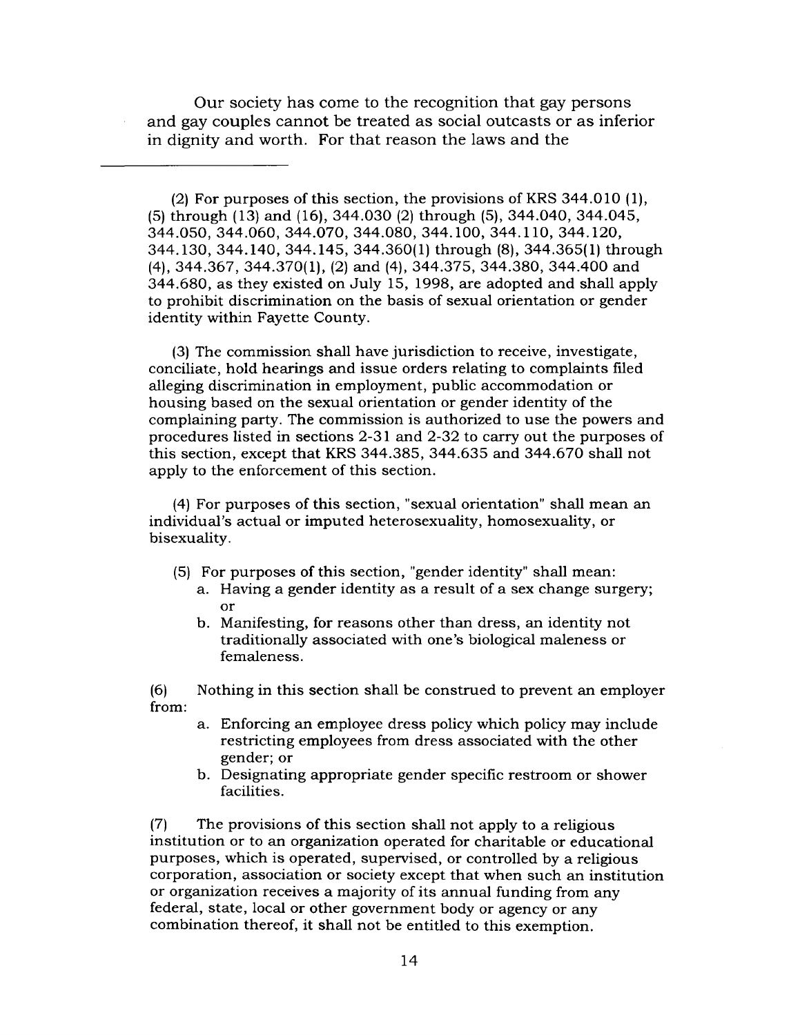Our society has come to the recognition that gay persons and gay couples cannot be treated as social outcasts or as inferior in dignity and worth. For that reason the laws and the

---

(2) For purposes of this section, the provisions of KRS 344.010 (1), (5) through (13) and (16), 344.030 (2) through (5), 344.040, 344.045, 344.050, 344.060, 344.070, 344.080, 344.100, 344.110, 344.120, 344.130, 344.140, 344.145, 344.360(1) through (8), 344.365(1) through (4), 344.367, 344.370(1), (2) and (4), 344.375, 344.380, 344.400 and 344.680, as they existed on July 15, 1998, are adopted and shall apply to prohibit discrimination on the basis of sexual orientation or gender identity within Fayette County.

(3) The commission shall have jurisdiction to receive, investigate, conciliate, hold hearings and issue orders relating to complaints filed alleging discrimination in employment, public accommodation or housing based on the sexual orientation or gender identity of the complaining party. The commission is authorized to use the powers and procedures listed in sections 2-31 and 2-32 to carry out the purposes of this section, except that KRS 344.385, 344.635 and 344.670 shall not apply to the enforcement of this section.

(4) For purposes of this section, "sexual orientation" shall mean an individual's actual or imputed heterosexuality, homosexuality, or bisexuality.

(5) For purposes of this section, "gender identity" shall mean:

a. Having a gender identity as a result of a sex change surgery; or
b. Manifesting, for reasons other than dress, an identity not traditionally associated with one's biological maleness or femaleness.

(6) Nothing in this section shall be construed to prevent an employer from:

a. Enforcing an employee dress policy which policy may include restricting employees from dress associated with the other gender; or
b. Designating appropriate gender specific restroom or shower facilities.

(7) The provisions of this section shall not apply to a religious institution or to an organization operated for charitable or educational purposes, which is operated, supervised, or controlled by a religious corporation, association or society except that when such an institution or organization receives a majority of its annual funding from any federal, state, local or other government body or agency or any combination thereof, it shall not be entitled to this exemption.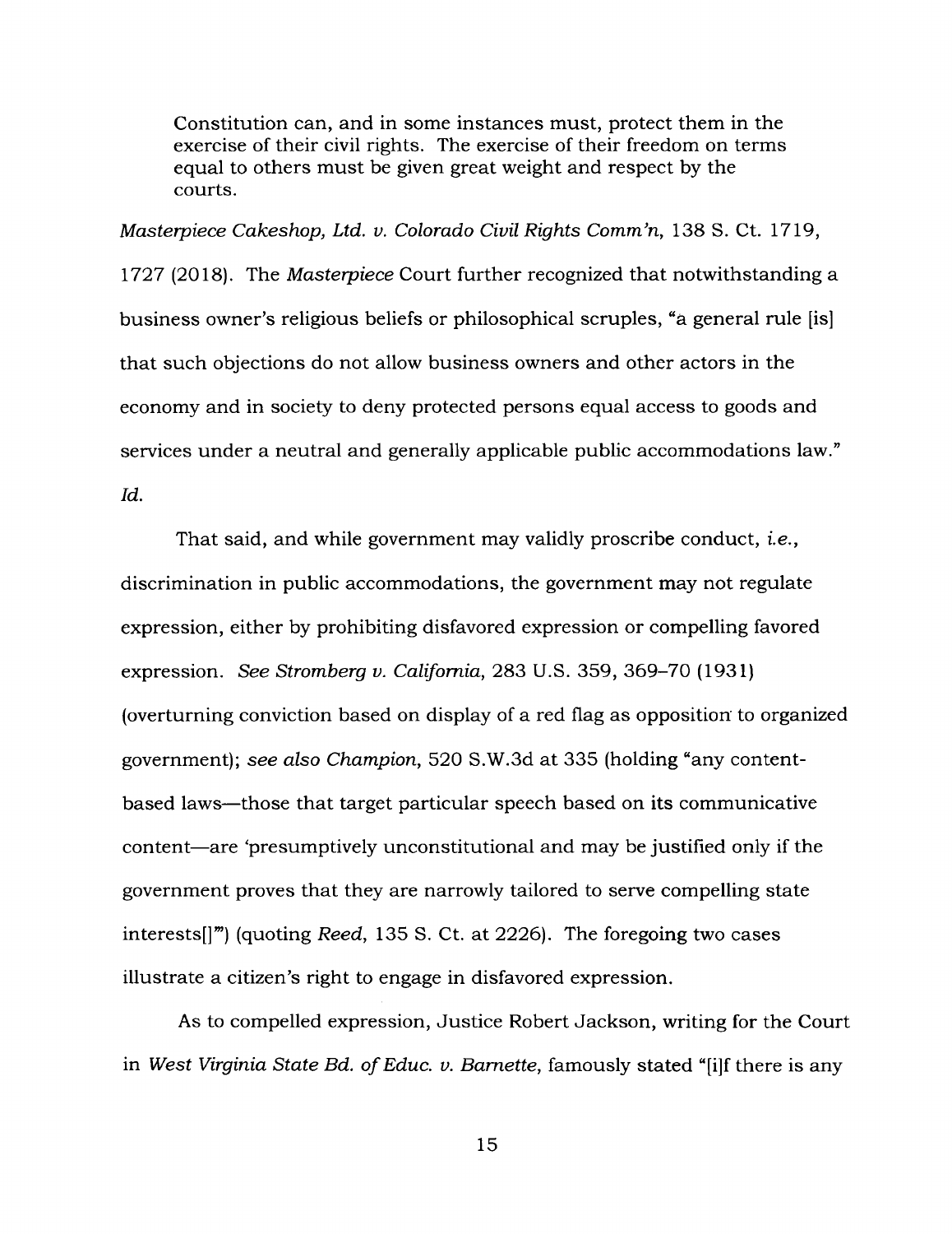> Constitution can, and in some instances must, protect them in the exercise of their civil rights. The exercise of their freedom on terms equal to others must be given great weight and respect by the courts.

*Masterpiece Cakeshop, Ltd. v. Colorado Civil Rights Comm'n*, 138 S. Ct. 1719, 1727 (2018). The *Masterpiece* Court further recognized that notwithstanding a business owner's religious beliefs or philosophical scruples, "a general rule [is] that such objections do not allow business owners and other actors in the economy and in society to deny protected persons equal access to goods and services under a neutral and generally applicable public accommodations law." *Id.*

That said, and while government may validly proscribe conduct, *i.e.*, discrimination in public accommodations, the government may not regulate expression, either by prohibiting disfavored expression or compelling favored expression. *See Stromberg v. California*, 283 U.S. 359, 369–70 (1931) (overturning conviction based on display of a red flag as opposition to organized government); *see also Champion*, 520 S.W.3d at 335 (holding "any content-based laws—those that target particular speech based on its communicative content—are 'presumptively unconstitutional and may be justified only if the government proves that they are narrowly tailored to serve compelling state interests[]'") (quoting *Reed*, 135 S. Ct. at 2226). The foregoing two cases illustrate a citizen's right to engage in disfavored expression.

As to compelled expression, Justice Robert Jackson, writing for the Court in *West Virginia State Bd. of Educ. v. Barnette*, famously stated "[i]f there is any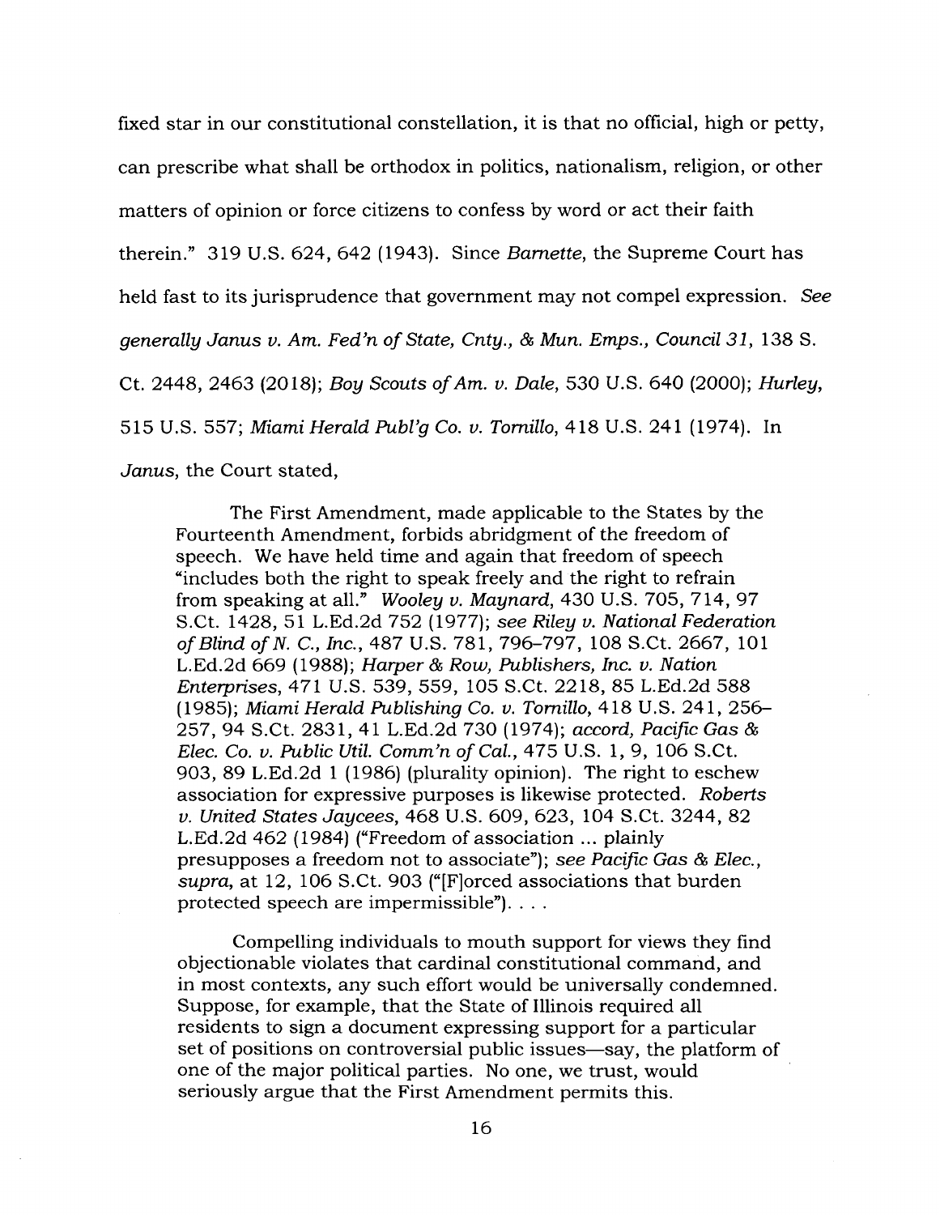fixed star in our constitutional constellation, it is that no official, high or petty, can prescribe what shall be orthodox in politics, nationalism, religion, or other matters of opinion or force citizens to confess by word or act their faith therein." 319 U.S. 624, 642 (1943). Since *Barnette*, the Supreme Court has held fast to its jurisprudence that government may not compel expression. *See generally Janus v. Am. Fed'n of State, Cnty., & Mun. Emps., Council 31*, 138 S. Ct. 2448, 2463 (2018); *Boy Scouts of Am. v. Dale*, 530 U.S. 640 (2000); *Hurley*, 515 U.S. 557; *Miami Herald Publ'g Co. v. Tornillo*, 418 U.S. 241 (1974). In *Janus*, the Court stated,

> The First Amendment, made applicable to the States by the Fourteenth Amendment, forbids abridgment of the freedom of speech. We have held time and again that freedom of speech "includes both the right to speak freely and the right to refrain from speaking at all." *Wooley v. Maynard*, 430 U.S. 705, 714, 97 S.Ct. 1428, 51 L.Ed.2d 752 (1977); *see Riley v. National Federation of Blind of N. C., Inc.*, 487 U.S. 781, 796–797, 108 S.Ct. 2667, 101 L.Ed.2d 669 (1988); *Harper & Row, Publishers, Inc. v. Nation Enterprises*, 471 U.S. 539, 559, 105 S.Ct. 2218, 85 L.Ed.2d 588 (1985); *Miami Herald Publishing Co. v. Tornillo*, 418 U.S. 241, 256–257, 94 S.Ct. 2831, 41 L.Ed.2d 730 (1974); *accord, Pacific Gas & Elec. Co. v. Public Util. Comm'n of Cal.*, 475 U.S. 1, 9, 106 S.Ct. 903, 89 L.Ed.2d 1 (1986) (plurality opinion). The right to eschew association for expressive purposes is likewise protected. *Roberts v. United States Jaycees*, 468 U.S. 609, 623, 104 S.Ct. 3244, 82 L.Ed.2d 462 (1984) ("Freedom of association ... plainly presupposes a freedom not to associate"); *see Pacific Gas & Elec., supra*, at 12, 106 S.Ct. 903 ("[F]orced associations that burden protected speech are impermissible"). . . .
>
> Compelling individuals to mouth support for views they find objectionable violates that cardinal constitutional command, and in most contexts, any such effort would be universally condemned. Suppose, for example, that the State of Illinois required all residents to sign a document expressing support for a particular set of positions on controversial public issues—say, the platform of one of the major political parties. No one, we trust, would seriously argue that the First Amendment permits this.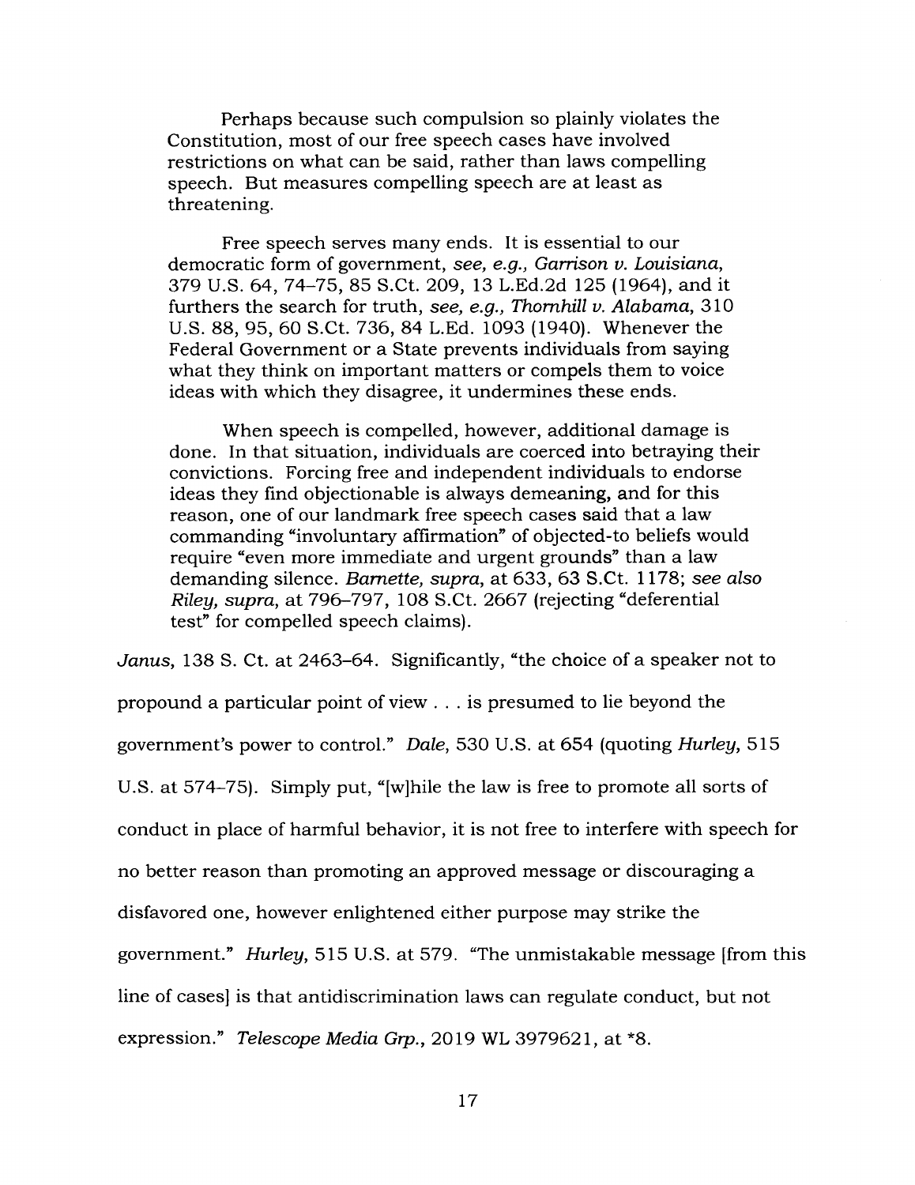> Perhaps because such compulsion so plainly violates the Constitution, most of our free speech cases have involved restrictions on what can be said, rather than laws compelling speech. But measures compelling speech are at least as threatening.
>
> Free speech serves many ends. It is essential to our democratic form of government, *see, e.g., Garrison v. Louisiana*, 379 U.S. 64, 74–75, 85 S.Ct. 209, 13 L.Ed.2d 125 (1964), and it furthers the search for truth, *see, e.g., Thornhill v. Alabama*, 310 U.S. 88, 95, 60 S.Ct. 736, 84 L.Ed. 1093 (1940). Whenever the Federal Government or a State prevents individuals from saying what they think on important matters or compels them to voice ideas with which they disagree, it undermines these ends.
>
> When speech is compelled, however, additional damage is done. In that situation, individuals are coerced into betraying their convictions. Forcing free and independent individuals to endorse ideas they find objectionable is always demeaning, and for this reason, one of our landmark free speech cases said that a law commanding "involuntary affirmation" of objected-to beliefs would require "even more immediate and urgent grounds" than a law demanding silence. *Barnette, supra*, at 633, 63 S.Ct. 1178; *see also Riley, supra*, at 796–797, 108 S.Ct. 2667 (rejecting "deferential test" for compelled speech claims).

*Janus*, 138 S. Ct. at 2463–64. Significantly, "the choice of a speaker not to propound a particular point of view . . . is presumed to lie beyond the government's power to control." *Dale*, 530 U.S. at 654 (quoting *Hurley*, 515 U.S. at 574–75). Simply put, "[w]hile the law is free to promote all sorts of conduct in place of harmful behavior, it is not free to interfere with speech for no better reason than promoting an approved message or discouraging a disfavored one, however enlightened either purpose may strike the government." *Hurley*, 515 U.S. at 579. "The unmistakable message [from this line of cases] is that antidiscrimination laws can regulate conduct, but not expression." *Telescope Media Grp.*, 2019 WL 3979621, at *8.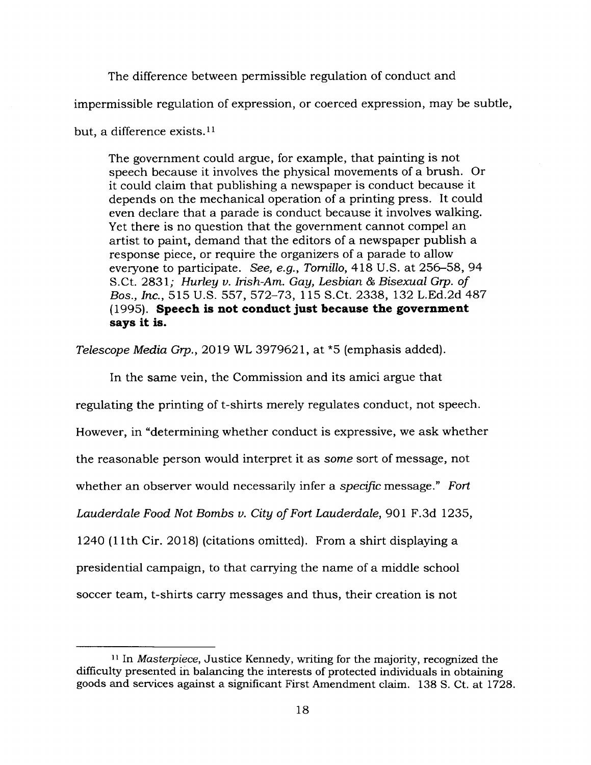The difference between permissible regulation of conduct and impermissible regulation of expression, or coerced expression, may be subtle, but, a difference exists.[11]

> The government could argue, for example, that painting is not speech because it involves the physical movements of a brush. Or it could claim that publishing a newspaper is conduct because it depends on the mechanical operation of a printing press. It could even declare that a parade is conduct because it involves walking. Yet there is no question that the government cannot compel an artist to paint, demand that the editors of a newspaper publish a response piece, or require the organizers of a parade to allow everyone to participate. *See, e.g., Tornillo*, 418 U.S. at 256–58, 94 S.Ct. 2831; *Hurley v. Irish-Am. Gay, Lesbian & Bisexual Grp. of Bos., Inc.*, 515 U.S. 557, 572–73, 115 S.Ct. 2338, 132 L.Ed.2d 487 (1995). **Speech is not conduct just because the government says it is.**

*Telescope Media Grp.*, 2019 WL 3979621, at *5 (emphasis added).

In the same vein, the Commission and its amici argue that regulating the printing of t-shirts merely regulates conduct, not speech. However, in "determining whether conduct is expressive, we ask whether the reasonable person would interpret it as *some* sort of message, not whether an observer would necessarily infer a *specific* message." *Fort Lauderdale Food Not Bombs v. City of Fort Lauderdale*, 901 F.3d 1235, 1240 (11th Cir. 2018) (citations omitted). From a shirt displaying a presidential campaign, to that carrying the name of a middle school soccer team, t-shirts carry messages and thus, their creation is not

---

[11] In *Masterpiece*, Justice Kennedy, writing for the majority, recognized the difficulty presented in balancing the interests of protected individuals in obtaining goods and services against a significant First Amendment claim. 138 S. Ct. at 1728.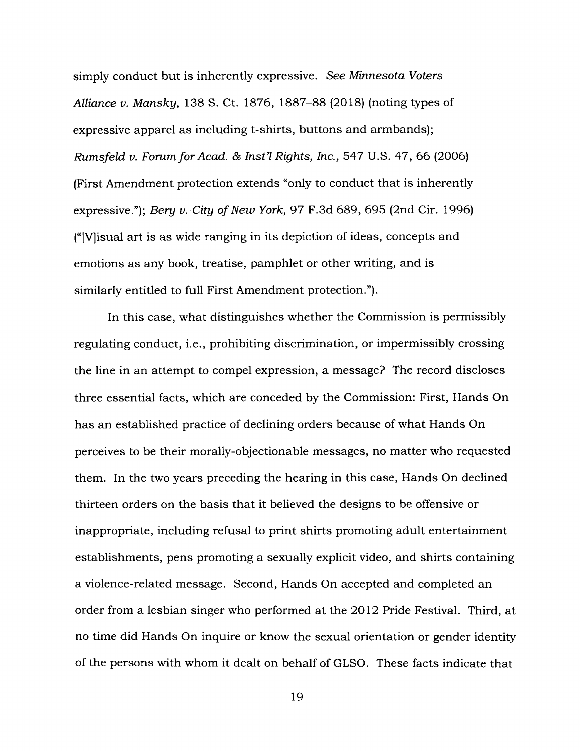simply conduct but is inherently expressive. *See Minnesota Voters Alliance v. Mansky*, 138 S. Ct. 1876, 1887–88 (2018) (noting types of expressive apparel as including t-shirts, buttons and armbands); *Rumsfeld v. Forum for Acad. & Inst'l Rights, Inc.*, 547 U.S. 47, 66 (2006) (First Amendment protection extends "only to conduct that is inherently expressive."); *Bery v. City of New York*, 97 F.3d 689, 695 (2nd Cir. 1996) ("[V]isual art is as wide ranging in its depiction of ideas, concepts and emotions as any book, treatise, pamphlet or other writing, and is similarly entitled to full First Amendment protection.").

In this case, what distinguishes whether the Commission is permissibly regulating conduct, i.e., prohibiting discrimination, or impermissibly crossing the line in an attempt to compel expression, a message? The record discloses three essential facts, which are conceded by the Commission: First, Hands On has an established practice of declining orders because of what Hands On perceives to be their morally-objectionable messages, no matter who requested them. In the two years preceding the hearing in this case, Hands On declined thirteen orders on the basis that it believed the designs to be offensive or inappropriate, including refusal to print shirts promoting adult entertainment establishments, pens promoting a sexually explicit video, and shirts containing a violence-related message. Second, Hands On accepted and completed an order from a lesbian singer who performed at the 2012 Pride Festival. Third, at no time did Hands On inquire or know the sexual orientation or gender identity of the persons with whom it dealt on behalf of GLSO. These facts indicate that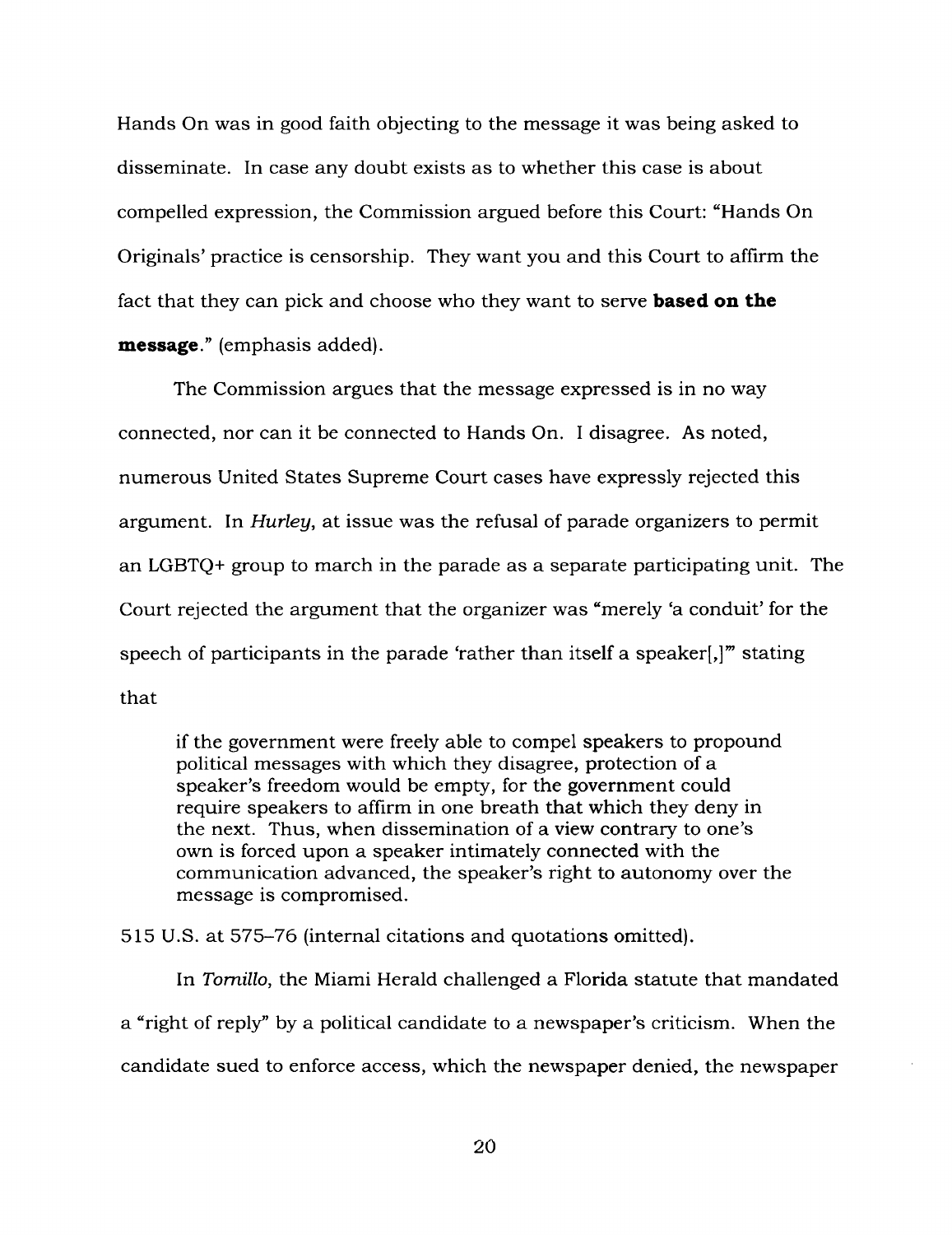Hands On was in good faith objecting to the message it was being asked to disseminate. In case any doubt exists as to whether this case is about compelled expression, the Commission argued before this Court: "Hands On Originals' practice is censorship. They want you and this Court to affirm the fact that they can pick and choose who they want to serve **based on the message**." (emphasis added).

The Commission argues that the message expressed is in no way connected, nor can it be connected to Hands On. I disagree. As noted, numerous United States Supreme Court cases have expressly rejected this argument. In *Hurley*, at issue was the refusal of parade organizers to permit an LGBTQ+ group to march in the parade as a separate participating unit. The Court rejected the argument that the organizer was "merely 'a conduit' for the speech of participants in the parade 'rather than itself a speaker[,]'" stating that

> if the government were freely able to compel speakers to propound political messages with which they disagree, protection of a speaker's freedom would be empty, for the government could require speakers to affirm in one breath that which they deny in the next. Thus, when dissemination of a view contrary to one's own is forced upon a speaker intimately connected with the communication advanced, the speaker's right to autonomy over the message is compromised.

515 U.S. at 575–76 (internal citations and quotations omitted).

In *Tornillo*, the Miami Herald challenged a Florida statute that mandated a "right of reply" by a political candidate to a newspaper's criticism. When the candidate sued to enforce access, which the newspaper denied, the newspaper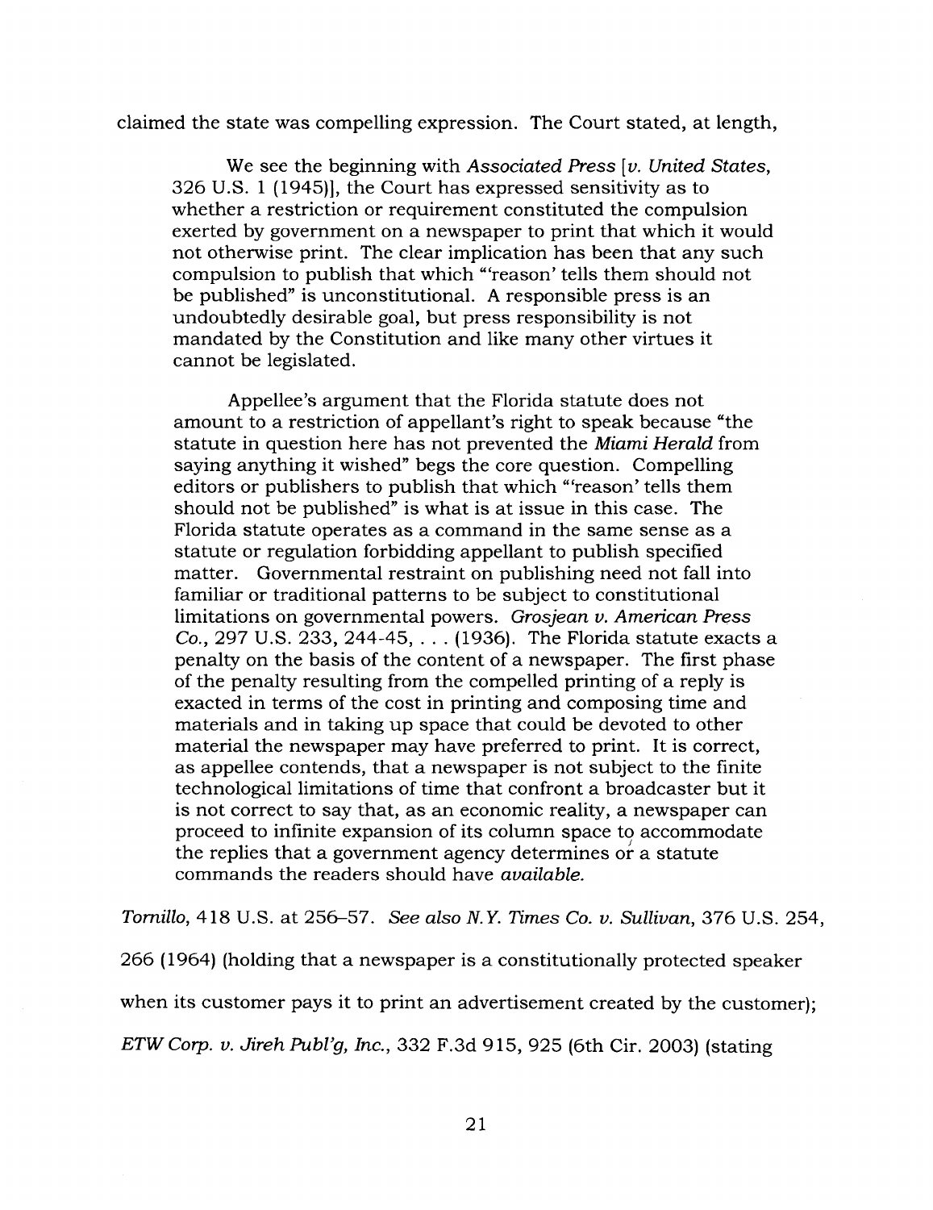claimed the state was compelling expression. The Court stated, at length,

> We see the beginning with *Associated Press* [*v. United States*, 326 U.S. 1 (1945)], the Court has expressed sensitivity as to whether a restriction or requirement constituted the compulsion exerted by government on a newspaper to print that which it would not otherwise print. The clear implication has been that any such compulsion to publish that which "'reason' tells them should not be published" is unconstitutional. A responsible press is an undoubtedly desirable goal, but press responsibility is not mandated by the Constitution and like many other virtues it cannot be legislated.
>
> Appellee's argument that the Florida statute does not amount to a restriction of appellant's right to speak because "the statute in question here has not prevented the *Miami Herald* from saying anything it wished" begs the core question. Compelling editors or publishers to publish that which "'reason' tells them should not be published" is what is at issue in this case. The Florida statute operates as a command in the same sense as a statute or regulation forbidding appellant to publish specified matter. Governmental restraint on publishing need not fall into familiar or traditional patterns to be subject to constitutional limitations on governmental powers. *Grosjean v. American Press Co.*, 297 U.S. 233, 244-45, . . . (1936). The Florida statute exacts a penalty on the basis of the content of a newspaper. The first phase of the penalty resulting from the compelled printing of a reply is exacted in terms of the cost in printing and composing time and materials and in taking up space that could be devoted to other material the newspaper may have preferred to print. It is correct, as appellee contends, that a newspaper is not subject to the finite technological limitations of time that confront a broadcaster but it is not correct to say that, as an economic reality, a newspaper can proceed to infinite expansion of its column space to accommodate the replies that a government agency determines or a statute commands the readers should have *available*.

*Tornillo*, 418 U.S. at 256–57. *See also N.Y. Times Co. v. Sullivan*, 376 U.S. 254, 266 (1964) (holding that a newspaper is a constitutionally protected speaker when its customer pays it to print an advertisement created by the customer); *ETW Corp. v. Jireh Publ'g, Inc.*, 332 F.3d 915, 925 (6th Cir. 2003) (stating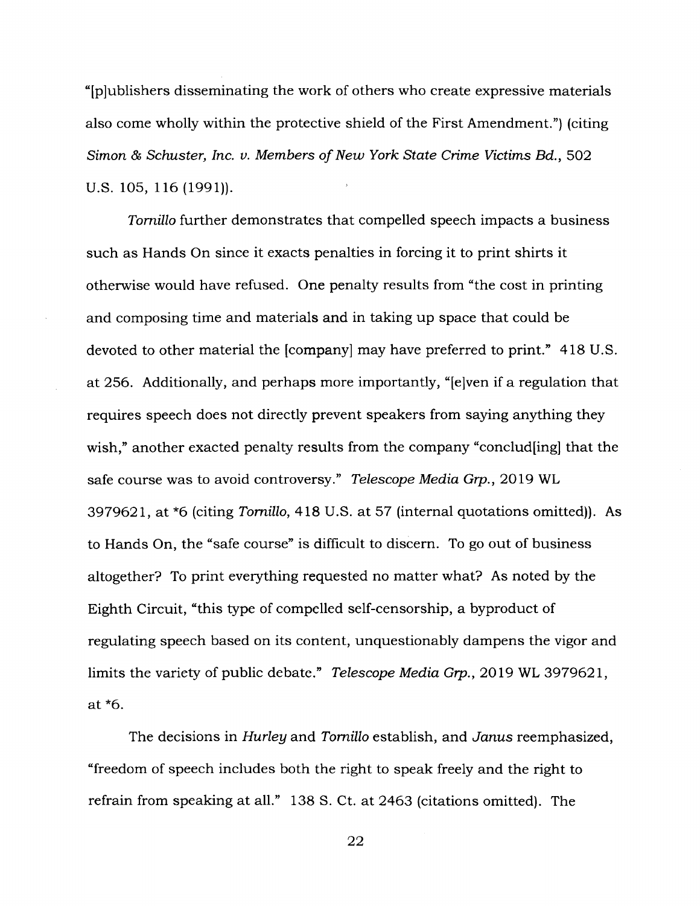"[p]ublishers disseminating the work of others who create expressive materials also come wholly within the protective shield of the First Amendment.") (citing *Simon & Schuster, Inc. v. Members of New York State Crime Victims Bd.*, 502 U.S. 105, 116 (1991)).

*Tornillo* further demonstrates that compelled speech impacts a business such as Hands On since it exacts penalties in forcing it to print shirts it otherwise would have refused. One penalty results from "the cost in printing and composing time and materials and in taking up space that could be devoted to other material the [company] may have preferred to print." 418 U.S. at 256. Additionally, and perhaps more importantly, "[e]ven if a regulation that requires speech does not directly prevent speakers from saying anything they wish," another exacted penalty results from the company "conclud[ing] that the safe course was to avoid controversy." *Telescope Media Grp.*, 2019 WL 3979621, at *6 (citing *Tornillo*, 418 U.S. at 57 (internal quotations omitted)). As to Hands On, the "safe course" is difficult to discern. To go out of business altogether? To print everything requested no matter what? As noted by the Eighth Circuit, "this type of compelled self-censorship, a byproduct of regulating speech based on its content, unquestionably dampens the vigor and limits the variety of public debate." *Telescope Media Grp.*, 2019 WL 3979621, at *6.

The decisions in *Hurley* and *Tornillo* establish, and *Janus* reemphasized, "freedom of speech includes both the right to speak freely and the right to refrain from speaking at all." 138 S. Ct. at 2463 (citations omitted). The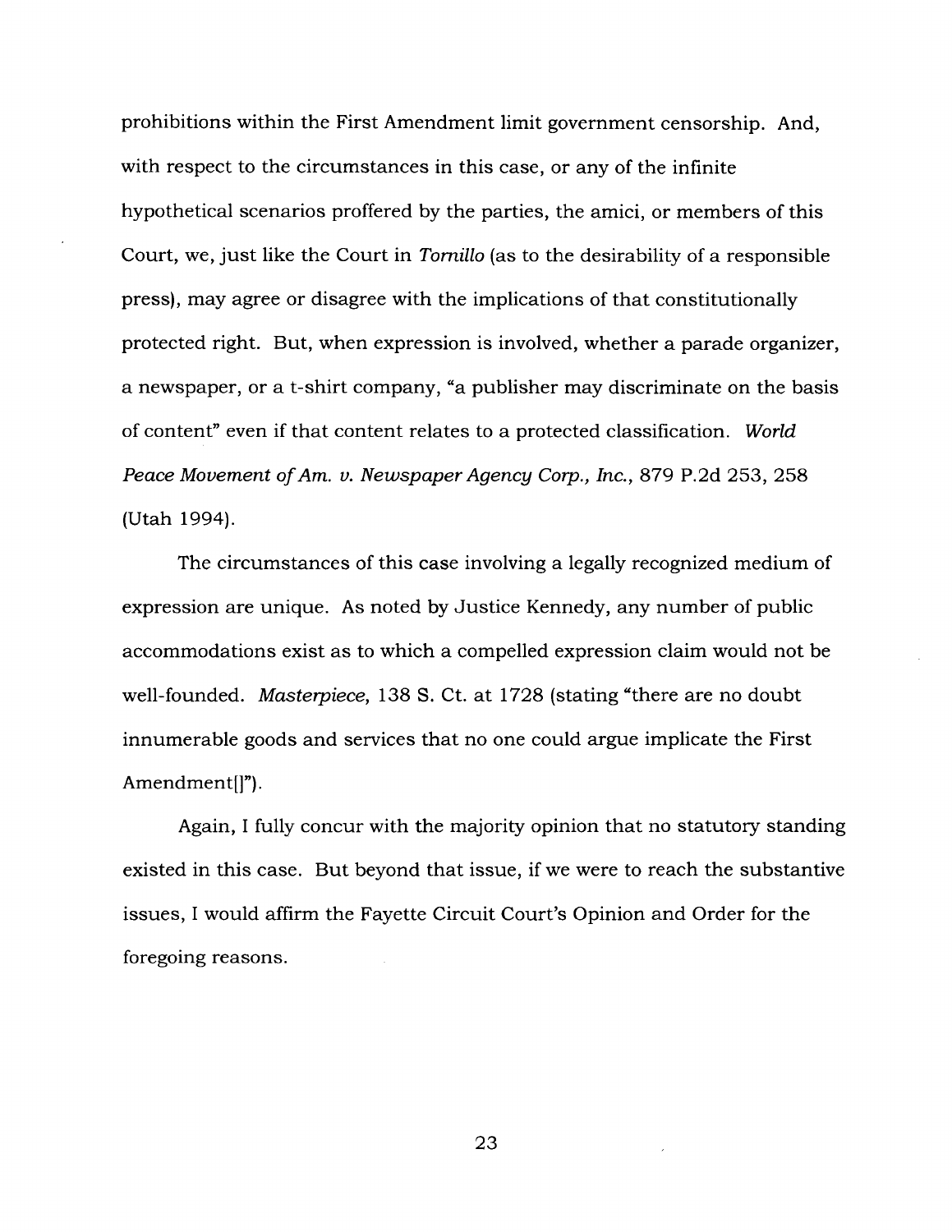prohibitions within the First Amendment limit government censorship. And, with respect to the circumstances in this case, or any of the infinite hypothetical scenarios proffered by the parties, the amici, or members of this Court, we, just like the Court in *Tornillo* (as to the desirability of a responsible press), may agree or disagree with the implications of that constitutionally protected right. But, when expression is involved, whether a parade organizer, a newspaper, or a t-shirt company, "a publisher may discriminate on the basis of content" even if that content relates to a protected classification. *World Peace Movement of Am. v. Newspaper Agency Corp., Inc.*, 879 P.2d 253, 258 (Utah 1994).

The circumstances of this case involving a legally recognized medium of expression are unique. As noted by Justice Kennedy, any number of public accommodations exist as to which a compelled expression claim would not be well-founded. *Masterpiece*, 138 S. Ct. at 1728 (stating "there are no doubt innumerable goods and services that no one could argue implicate the First Amendment[]").

Again, I fully concur with the majority opinion that no statutory standing existed in this case. But beyond that issue, if we were to reach the substantive issues, I would affirm the Fayette Circuit Court's Opinion and Order for the foregoing reasons.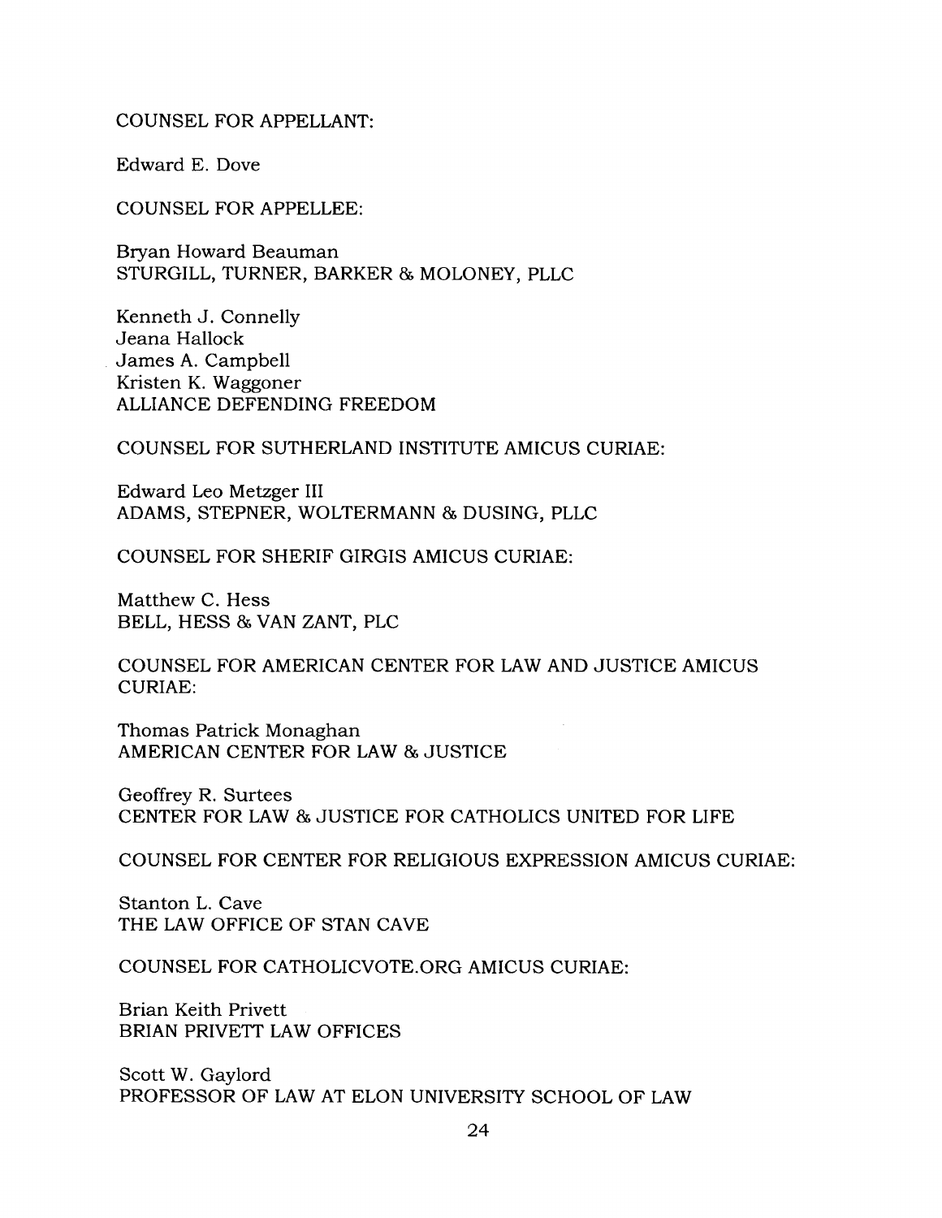COUNSEL FOR APPELLANT:

Edward E. Dove

COUNSEL FOR APPELLEE:

Bryan Howard Beauman
STURGILL, TURNER, BARKER & MOLONEY, PLLC

Kenneth J. Connelly
Jeana Hallock
James A. Campbell
Kristen K. Waggoner
ALLIANCE DEFENDING FREEDOM

COUNSEL FOR SUTHERLAND INSTITUTE AMICUS CURIAE:

Edward Leo Metzger III
ADAMS, STEPNER, WOLTERMANN & DUSING, PLLC

COUNSEL FOR SHERIF GIRGIS AMICUS CURIAE:

Matthew C. Hess
BELL, HESS & VAN ZANT, PLC

COUNSEL FOR AMERICAN CENTER FOR LAW AND JUSTICE AMICUS CURIAE:

Thomas Patrick Monaghan
AMERICAN CENTER FOR LAW & JUSTICE

Geoffrey R. Surtees
CENTER FOR LAW & JUSTICE FOR CATHOLICS UNITED FOR LIFE

COUNSEL FOR CENTER FOR RELIGIOUS EXPRESSION AMICUS CURIAE:

Stanton L. Cave
THE LAW OFFICE OF STAN CAVE

COUNSEL FOR CATHOLICVOTE.ORG AMICUS CURIAE:

Brian Keith Privett
BRIAN PRIVETT LAW OFFICES

Scott W. Gaylord
PROFESSOR OF LAW AT ELON UNIVERSITY SCHOOL OF LAW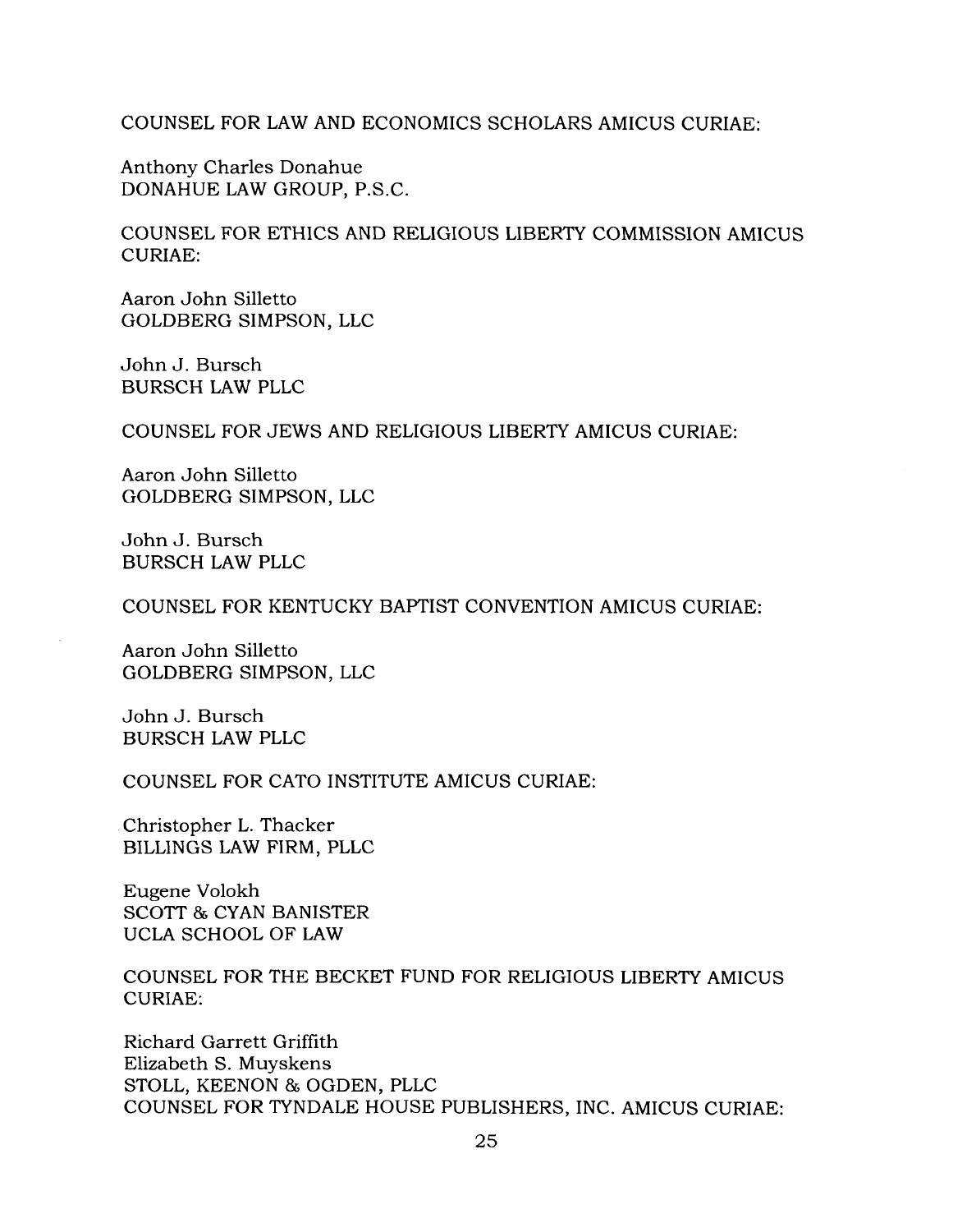COUNSEL FOR LAW AND ECONOMICS SCHOLARS AMICUS CURIAE:

Anthony Charles Donahue
DONAHUE LAW GROUP, P.S.C.

COUNSEL FOR ETHICS AND RELIGIOUS LIBERTY COMMISSION AMICUS CURIAE:

Aaron John Silletto
GOLDBERG SIMPSON, LLC

John J. Bursch
BURSCH LAW PLLC

COUNSEL FOR JEWS AND RELIGIOUS LIBERTY AMICUS CURIAE:

Aaron John Silletto
GOLDBERG SIMPSON, LLC

John J. Bursch
BURSCH LAW PLLC

COUNSEL FOR KENTUCKY BAPTIST CONVENTION AMICUS CURIAE:

Aaron John Silletto
GOLDBERG SIMPSON, LLC

John J. Bursch
BURSCH LAW PLLC

COUNSEL FOR CATO INSTITUTE AMICUS CURIAE:

Christopher L. Thacker
BILLINGS LAW FIRM, PLLC

Eugene Volokh
SCOTT & CYAN BANISTER
UCLA SCHOOL OF LAW

COUNSEL FOR THE BECKET FUND FOR RELIGIOUS LIBERTY AMICUS CURIAE:

Richard Garrett Griffith
Elizabeth S. Muyskens
STOLL, KEENON & OGDEN, PLLC

COUNSEL FOR TYNDALE HOUSE PUBLISHERS, INC. AMICUS CURIAE: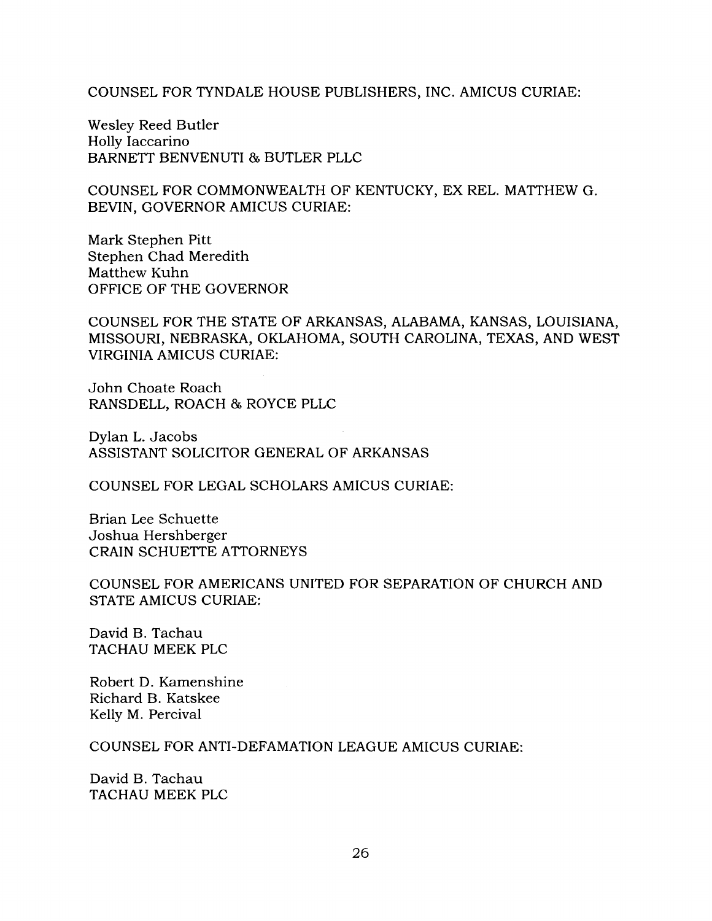COUNSEL FOR TYNDALE HOUSE PUBLISHERS, INC. AMICUS CURIAE:

Wesley Reed Butler
Holly Iaccarino
BARNETT BENVENUTI & BUTLER PLLC

COUNSEL FOR COMMONWEALTH OF KENTUCKY, EX REL. MATTHEW G. BEVIN, GOVERNOR AMICUS CURIAE:

Mark Stephen Pitt
Stephen Chad Meredith
Matthew Kuhn
OFFICE OF THE GOVERNOR

COUNSEL FOR THE STATE OF ARKANSAS, ALABAMA, KANSAS, LOUISIANA, MISSOURI, NEBRASKA, OKLAHOMA, SOUTH CAROLINA, TEXAS, AND WEST VIRGINIA AMICUS CURIAE:

John Choate Roach
RANSDELL, ROACH & ROYCE PLLC

Dylan L. Jacobs
ASSISTANT SOLICITOR GENERAL OF ARKANSAS

COUNSEL FOR LEGAL SCHOLARS AMICUS CURIAE:

Brian Lee Schuette
Joshua Hershberger
CRAIN SCHUETTE ATTORNEYS

COUNSEL FOR AMERICANS UNITED FOR SEPARATION OF CHURCH AND STATE AMICUS CURIAE:

David B. Tachau
TACHAU MEEK PLC

Robert D. Kamenshine
Richard B. Katskee
Kelly M. Percival

COUNSEL FOR ANTI-DEFAMATION LEAGUE AMICUS CURIAE:

David B. Tachau
TACHAU MEEK PLC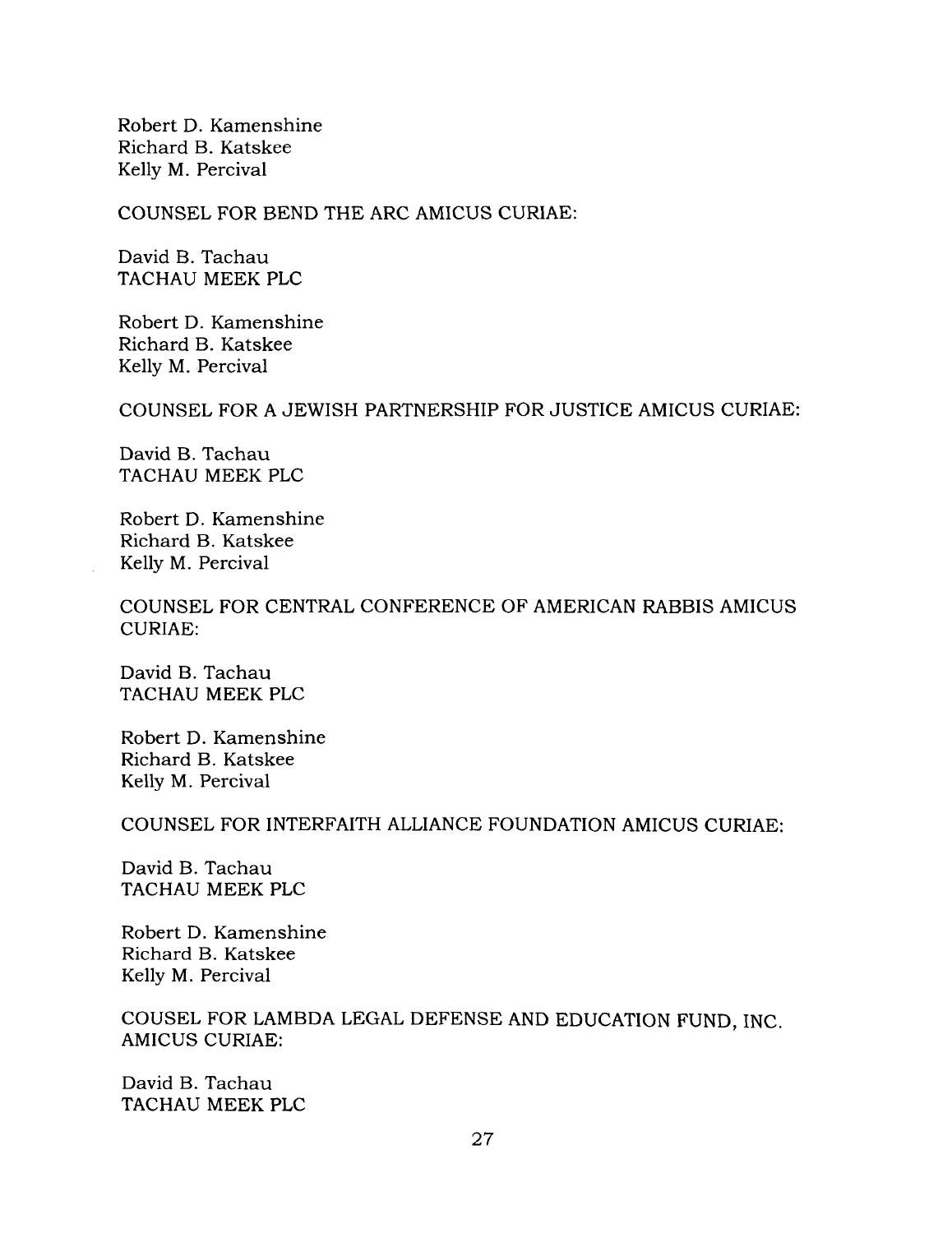Robert D. Kamenshine
Richard B. Katskee
Kelly M. Percival

COUNSEL FOR BEND THE ARC AMICUS CURIAE:

David B. Tachau
TACHAU MEEK PLC

Robert D. Kamenshine
Richard B. Katskee
Kelly M. Percival

COUNSEL FOR A JEWISH PARTNERSHIP FOR JUSTICE AMICUS CURIAE:

David B. Tachau
TACHAU MEEK PLC

Robert D. Kamenshine
Richard B. Katskee
Kelly M. Percival

COUNSEL FOR CENTRAL CONFERENCE OF AMERICAN RABBIS AMICUS CURIAE:

David B. Tachau
TACHAU MEEK PLC

Robert D. Kamenshine
Richard B. Katskee
Kelly M. Percival

COUNSEL FOR INTERFAITH ALLIANCE FOUNDATION AMICUS CURIAE:

David B. Tachau
TACHAU MEEK PLC

Robert D. Kamenshine
Richard B. Katskee
Kelly M. Percival

COUSEL FOR LAMBDA LEGAL DEFENSE AND EDUCATION FUND, INC. AMICUS CURIAE:

David B. Tachau
TACHAU MEEK PLC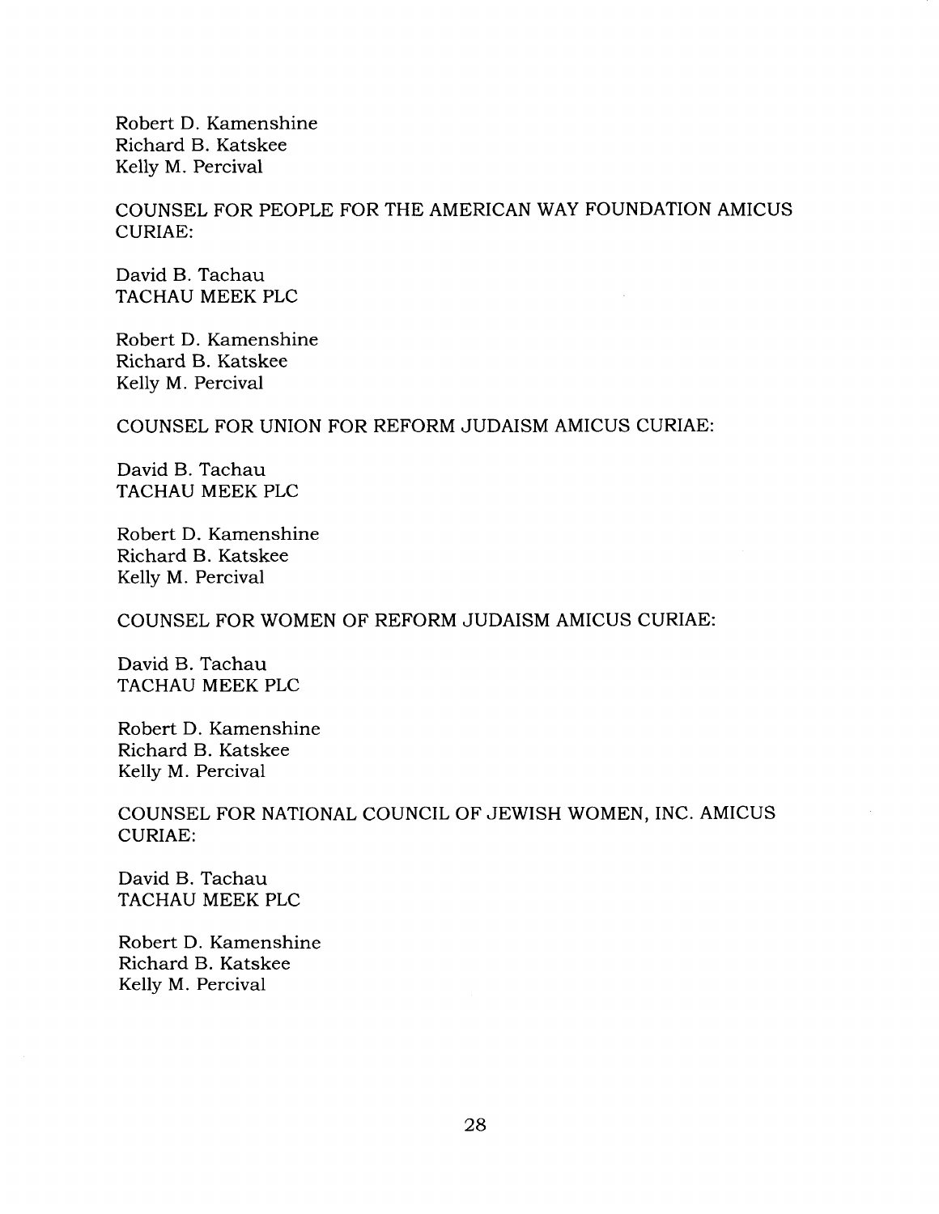Robert D. Kamenshine
Richard B. Katskee
Kelly M. Percival

COUNSEL FOR PEOPLE FOR THE AMERICAN WAY FOUNDATION AMICUS CURIAE:

David B. Tachau
TACHAU MEEK PLC

Robert D. Kamenshine
Richard B. Katskee
Kelly M. Percival

COUNSEL FOR UNION FOR REFORM JUDAISM AMICUS CURIAE:

David B. Tachau
TACHAU MEEK PLC

Robert D. Kamenshine
Richard B. Katskee
Kelly M. Percival

COUNSEL FOR WOMEN OF REFORM JUDAISM AMICUS CURIAE:

David B. Tachau
TACHAU MEEK PLC

Robert D. Kamenshine
Richard B. Katskee
Kelly M. Percival

COUNSEL FOR NATIONAL COUNCIL OF JEWISH WOMEN, INC. AMICUS CURIAE:

David B. Tachau
TACHAU MEEK PLC

Robert D. Kamenshine
Richard B. Katskee
Kelly M. Percival